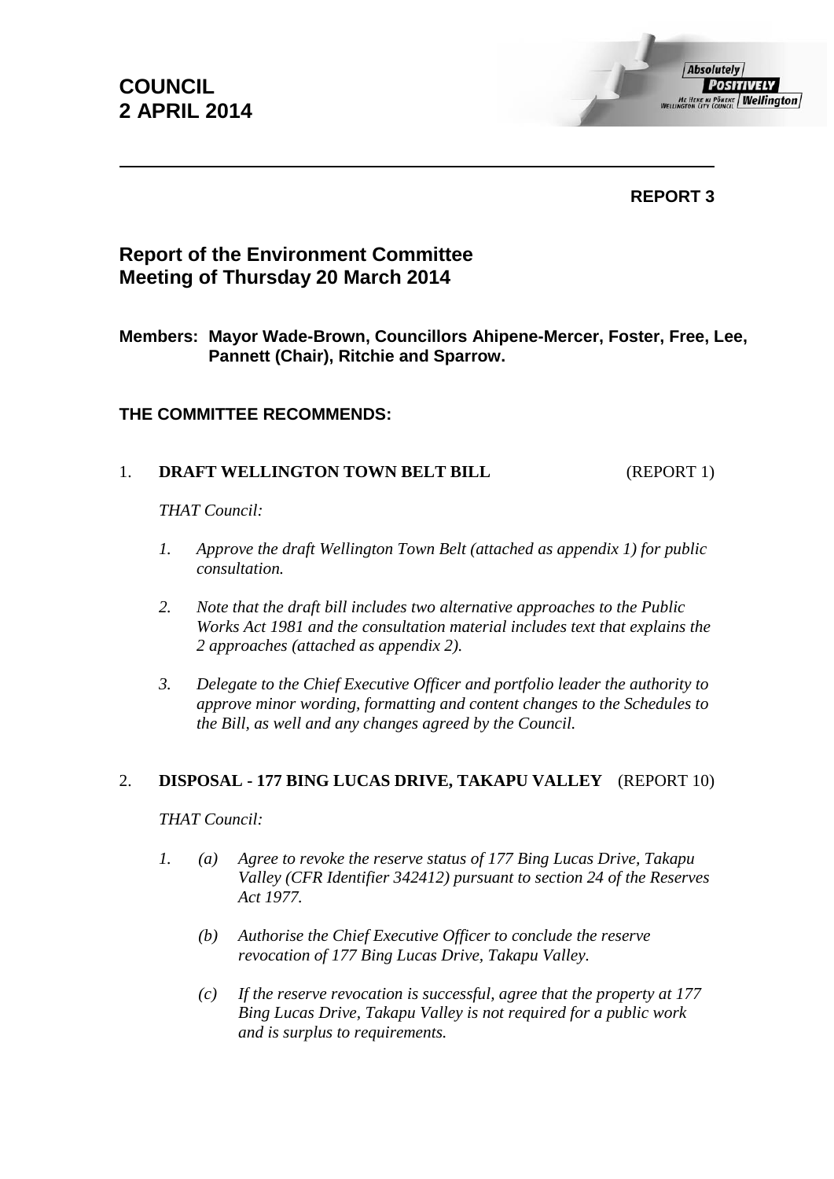# COUNCIL
# 2 APRIL 2014

**REPORT 3**

## Report of the Environment Committee
## Meeting of Thursday 20 March 2014

**Members: Mayor Wade-Brown, Councillors Ahipene-Mercer, Foster, Free, Lee, Pannett (Chair), Ritchie and Sparrow.**

**THE COMMITTEE RECOMMENDS:**

1. **DRAFT WELLINGTON TOWN BELT BILL** (REPORT 1)

   *THAT Council:*

   1. *Approve the draft Wellington Town Belt (attached as appendix 1) for public consultation.*

   2. *Note that the draft bill includes two alternative approaches to the Public Works Act 1981 and the consultation material includes text that explains the 2 approaches (attached as appendix 2).*

   3. *Delegate to the Chief Executive Officer and portfolio leader the authority to approve minor wording, formatting and content changes to the Schedules to the Bill, as well and any changes agreed by the Council.*

2. **DISPOSAL - 177 BING LUCAS DRIVE, TAKAPU VALLEY** (REPORT 10)

   *THAT Council:*

   1. (a) *Agree to revoke the reserve status of 177 Bing Lucas Drive, Takapu Valley (CFR Identifier 342412) pursuant to section 24 of the Reserves Act 1977.*

      (b) *Authorise the Chief Executive Officer to conclude the reserve revocation of 177 Bing Lucas Drive, Takapu Valley.*

      (c) *If the reserve revocation is successful, agree that the property at 177 Bing Lucas Drive, Takapu Valley is not required for a public work and is surplus to requirements.*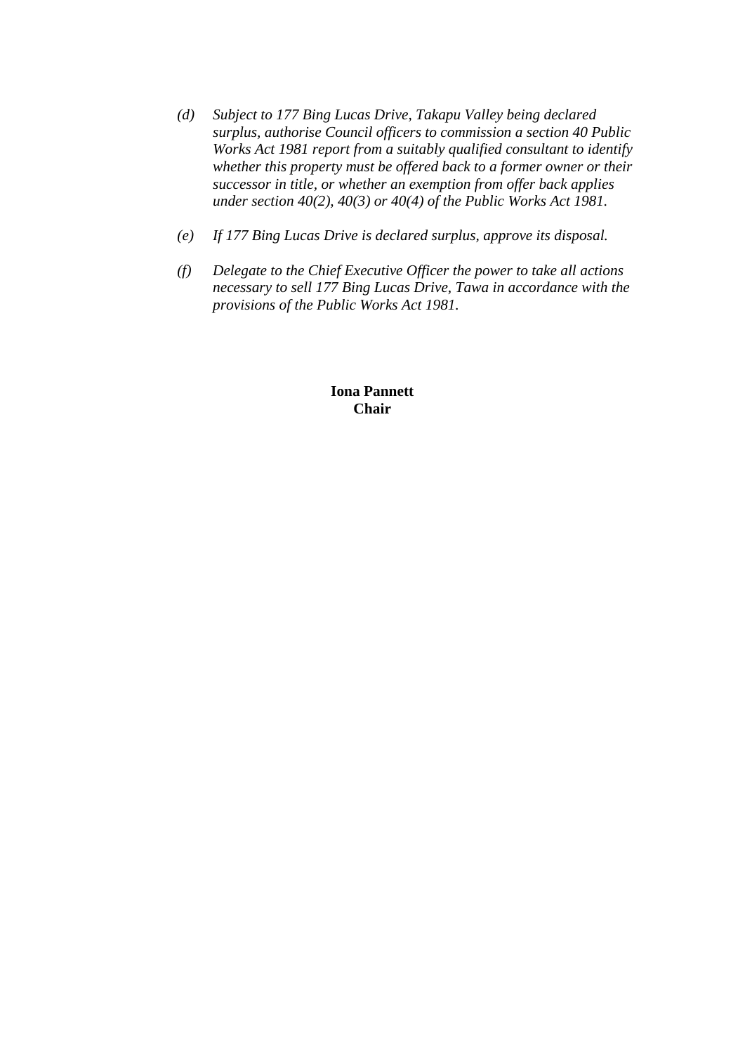*(d) Subject to 177 Bing Lucas Drive, Takapu Valley being declared surplus, authorise Council officers to commission a section 40 Public Works Act 1981 report from a suitably qualified consultant to identify whether this property must be offered back to a former owner or their successor in title, or whether an exemption from offer back applies under section 40(2), 40(3) or 40(4) of the Public Works Act 1981.*

*(e) If 177 Bing Lucas Drive is declared surplus, approve its disposal.*

*(f) Delegate to the Chief Executive Officer the power to take all actions necessary to sell 177 Bing Lucas Drive, Tawa in accordance with the provisions of the Public Works Act 1981.*

**Iona Pannett**
**Chair**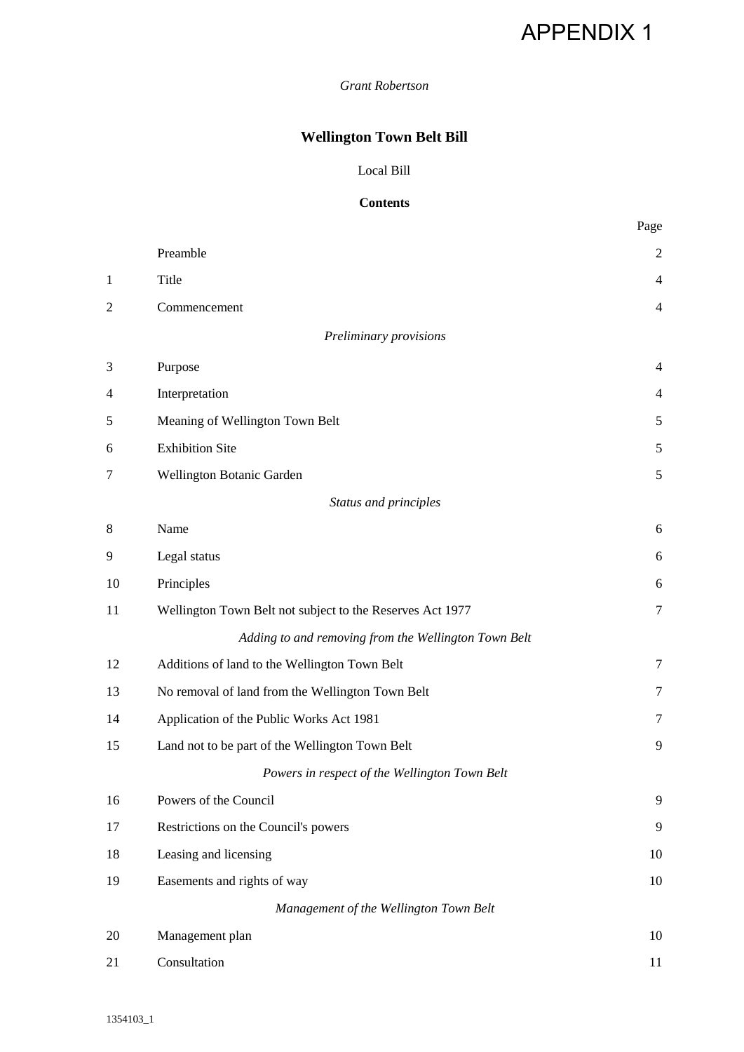APPENDIX 1

*Grant Robertson*

# Wellington Town Belt Bill

Local Bill

## Contents

| | | Page |
|---|---|---|
| | Preamble | 2 |
| 1 | Title | 4 |
| 2 | Commencement | 4 |
| | *Preliminary provisions* | |
| 3 | Purpose | 4 |
| 4 | Interpretation | 4 |
| 5 | Meaning of Wellington Town Belt | 5 |
| 6 | Exhibition Site | 5 |
| 7 | Wellington Botanic Garden | 5 |
| | *Status and principles* | |
| 8 | Name | 6 |
| 9 | Legal status | 6 |
| 10 | Principles | 6 |
| 11 | Wellington Town Belt not subject to the Reserves Act 1977 | 7 |
| | *Adding to and removing from the Wellington Town Belt* | |
| 12 | Additions of land to the Wellington Town Belt | 7 |
| 13 | No removal of land from the Wellington Town Belt | 7 |
| 14 | Application of the Public Works Act 1981 | 7 |
| 15 | Land not to be part of the Wellington Town Belt | 9 |
| | *Powers in respect of the Wellington Town Belt* | |
| 16 | Powers of the Council | 9 |
| 17 | Restrictions on the Council's powers | 9 |
| 18 | Leasing and licensing | 10 |
| 19 | Easements and rights of way | 10 |
| | *Management of the Wellington Town Belt* | |
| 20 | Management plan | 10 |
| 21 | Consultation | 11 |

1354103_1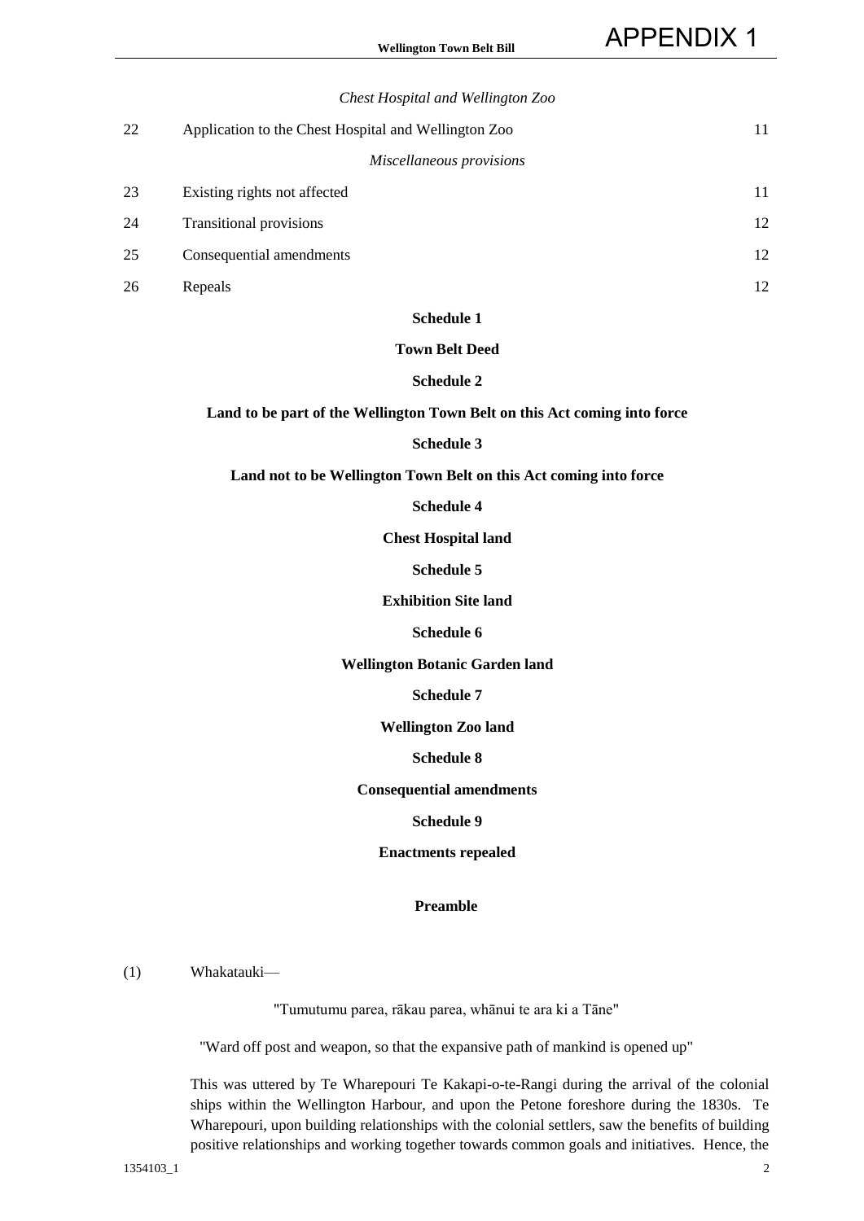*Chest Hospital and Wellington Zoo*

| | | |
|---|---|---|
| 22 | Application to the Chest Hospital and Wellington Zoo | 11 |

*Miscellaneous provisions*

| | | |
|---|---|---|
| 23 | Existing rights not affected | 11 |
| 24 | Transitional provisions | 12 |
| 25 | Consequential amendments | 12 |
| 26 | Repeals | 12 |

**Schedule 1**

**Town Belt Deed**

**Schedule 2**

**Land to be part of the Wellington Town Belt on this Act coming into force**

**Schedule 3**

**Land not to be Wellington Town Belt on this Act coming into force**

**Schedule 4**

**Chest Hospital land**

**Schedule 5**

**Exhibition Site land**

**Schedule 6**

**Wellington Botanic Garden land**

**Schedule 7**

**Wellington Zoo land**

**Schedule 8**

**Consequential amendments**

**Schedule 9**

**Enactments repealed**

## Preamble

(1) Whakatauki—

"Tumutumu parea, rākau parea, whānui te ara ki a Tāne"

"Ward off post and weapon, so that the expansive path of mankind is opened up"

This was uttered by Te Wharepouri Te Kakapi-o-te-Rangi during the arrival of the colonial ships within the Wellington Harbour, and upon the Petone foreshore during the 1830s. Te Wharepouri, upon building relationships with the colonial settlers, saw the benefits of building positive relationships and working together towards common goals and initiatives. Hence, the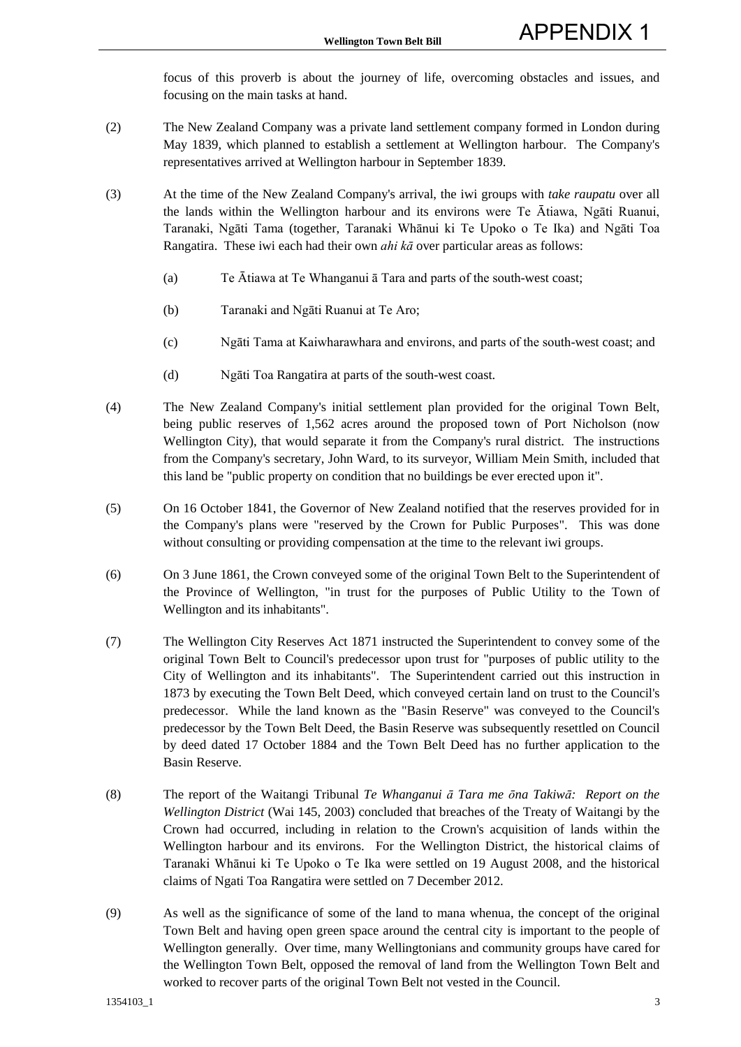focus of this proverb is about the journey of life, overcoming obstacles and issues, and focusing on the main tasks at hand.

(2) The New Zealand Company was a private land settlement company formed in London during May 1839, which planned to establish a settlement at Wellington harbour. The Company's representatives arrived at Wellington harbour in September 1839.

(3) At the time of the New Zealand Company's arrival, the iwi groups with *take raupatu* over all the lands within the Wellington harbour and its environs were Te Ātiawa, Ngāti Ruanui, Taranaki, Ngāti Tama (together, Taranaki Whānui ki Te Upoko o Te Ika) and Ngāti Toa Rangatira. These iwi each had their own *ahi kā* over particular areas as follows:

(a) Te Ātiawa at Te Whanganui ā Tara and parts of the south-west coast;

(b) Taranaki and Ngāti Ruanui at Te Aro;

(c) Ngāti Tama at Kaiwharawhara and environs, and parts of the south-west coast; and

(d) Ngāti Toa Rangatira at parts of the south-west coast.

(4) The New Zealand Company's initial settlement plan provided for the original Town Belt, being public reserves of 1,562 acres around the proposed town of Port Nicholson (now Wellington City), that would separate it from the Company's rural district. The instructions from the Company's secretary, John Ward, to its surveyor, William Mein Smith, included that this land be "public property on condition that no buildings be ever erected upon it".

(5) On 16 October 1841, the Governor of New Zealand notified that the reserves provided for in the Company's plans were "reserved by the Crown for Public Purposes". This was done without consulting or providing compensation at the time to the relevant iwi groups.

(6) On 3 June 1861, the Crown conveyed some of the original Town Belt to the Superintendent of the Province of Wellington, "in trust for the purposes of Public Utility to the Town of Wellington and its inhabitants".

(7) The Wellington City Reserves Act 1871 instructed the Superintendent to convey some of the original Town Belt to Council's predecessor upon trust for "purposes of public utility to the City of Wellington and its inhabitants". The Superintendent carried out this instruction in 1873 by executing the Town Belt Deed, which conveyed certain land on trust to the Council's predecessor. While the land known as the "Basin Reserve" was conveyed to the Council's predecessor by the Town Belt Deed, the Basin Reserve was subsequently resettled on Council by deed dated 17 October 1884 and the Town Belt Deed has no further application to the Basin Reserve.

(8) The report of the Waitangi Tribunal *Te Whanganui ā Tara me ōna Takiwā: Report on the Wellington District* (Wai 145, 2003) concluded that breaches of the Treaty of Waitangi by the Crown had occurred, including in relation to the Crown's acquisition of lands within the Wellington harbour and its environs. For the Wellington District, the historical claims of Taranaki Whānui ki Te Upoko o Te Ika were settled on 19 August 2008, and the historical claims of Ngati Toa Rangatira were settled on 7 December 2012.

(9) As well as the significance of some of the land to mana whenua, the concept of the original Town Belt and having open green space around the central city is important to the people of Wellington generally. Over time, many Wellingtonians and community groups have cared for the Wellington Town Belt, opposed the removal of land from the Wellington Town Belt and worked to recover parts of the original Town Belt not vested in the Council.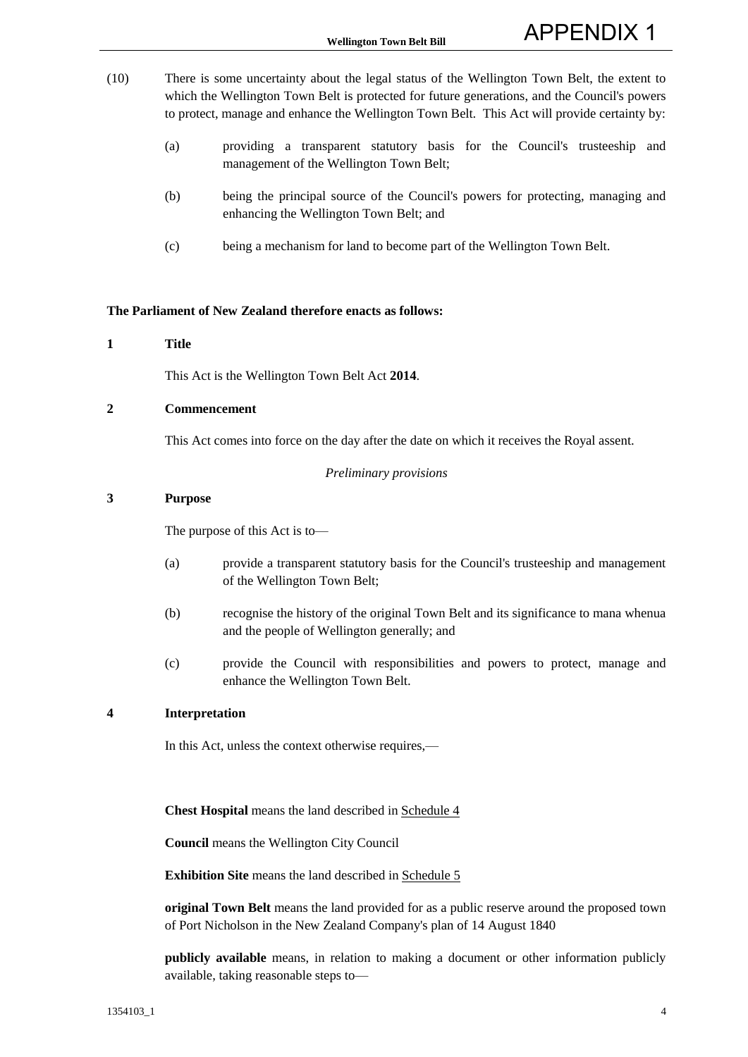(10) There is some uncertainty about the legal status of the Wellington Town Belt, the extent to which the Wellington Town Belt is protected for future generations, and the Council's powers to protect, manage and enhance the Wellington Town Belt. This Act will provide certainty by:

(a) providing a transparent statutory basis for the Council's trusteeship and management of the Wellington Town Belt;

(b) being the principal source of the Council's powers for protecting, managing and enhancing the Wellington Town Belt; and

(c) being a mechanism for land to become part of the Wellington Town Belt.

**The Parliament of New Zealand therefore enacts as follows:**

**1 Title**

This Act is the Wellington Town Belt Act **2014**.

**2 Commencement**

This Act comes into force on the day after the date on which it receives the Royal assent.

*Preliminary provisions*

**3 Purpose**

The purpose of this Act is to—

(a) provide a transparent statutory basis for the Council's trusteeship and management of the Wellington Town Belt;

(b) recognise the history of the original Town Belt and its significance to mana whenua and the people of Wellington generally; and

(c) provide the Council with responsibilities and powers to protect, manage and enhance the Wellington Town Belt.

**4 Interpretation**

In this Act, unless the context otherwise requires,—

**Chest Hospital** means the land described in Schedule 4

**Council** means the Wellington City Council

**Exhibition Site** means the land described in Schedule 5

**original Town Belt** means the land provided for as a public reserve around the proposed town of Port Nicholson in the New Zealand Company's plan of 14 August 1840

**publicly available** means, in relation to making a document or other information publicly available, taking reasonable steps to—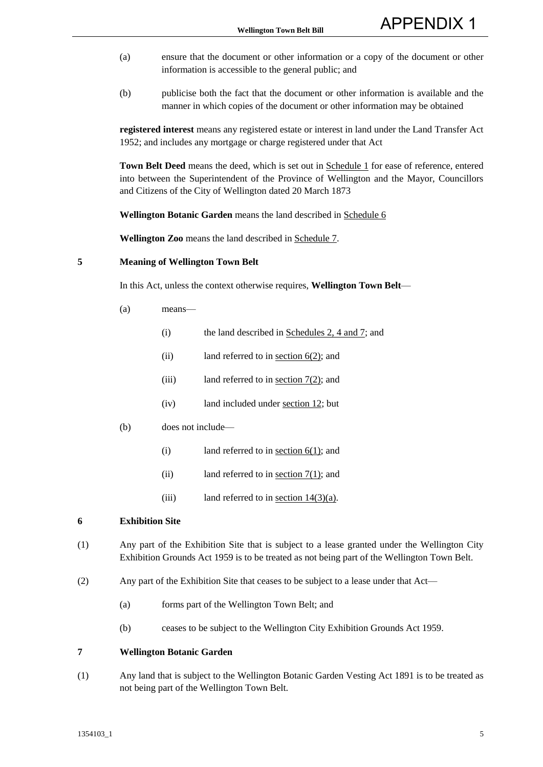(a) ensure that the document or other information or a copy of the document or other information is accessible to the general public; and

(b) publicise both the fact that the document or other information is available and the manner in which copies of the document or other information may be obtained

**registered interest** means any registered estate or interest in land under the Land Transfer Act 1952; and includes any mortgage or charge registered under that Act

**Town Belt Deed** means the deed, which is set out in Schedule 1 for ease of reference, entered into between the Superintendent of the Province of Wellington and the Mayor, Councillors and Citizens of the City of Wellington dated 20 March 1873

**Wellington Botanic Garden** means the land described in Schedule 6

**Wellington Zoo** means the land described in Schedule 7.

## 5 Meaning of Wellington Town Belt

In this Act, unless the context otherwise requires, **Wellington Town Belt**—

(a) means—

  (i) the land described in Schedules 2, 4 and 7; and

  (ii) land referred to in section 6(2); and

  (iii) land referred to in section 7(2); and

  (iv) land included under section 12; but

(b) does not include—

  (i) land referred to in section 6(1); and

  (ii) land referred to in section 7(1); and

  (iii) land referred to in section 14(3)(a).

## 6 Exhibition Site

(1) Any part of the Exhibition Site that is subject to a lease granted under the Wellington City Exhibition Grounds Act 1959 is to be treated as not being part of the Wellington Town Belt.

(2) Any part of the Exhibition Site that ceases to be subject to a lease under that Act—

  (a) forms part of the Wellington Town Belt; and

  (b) ceases to be subject to the Wellington City Exhibition Grounds Act 1959.

## 7 Wellington Botanic Garden

(1) Any land that is subject to the Wellington Botanic Garden Vesting Act 1891 is to be treated as not being part of the Wellington Town Belt.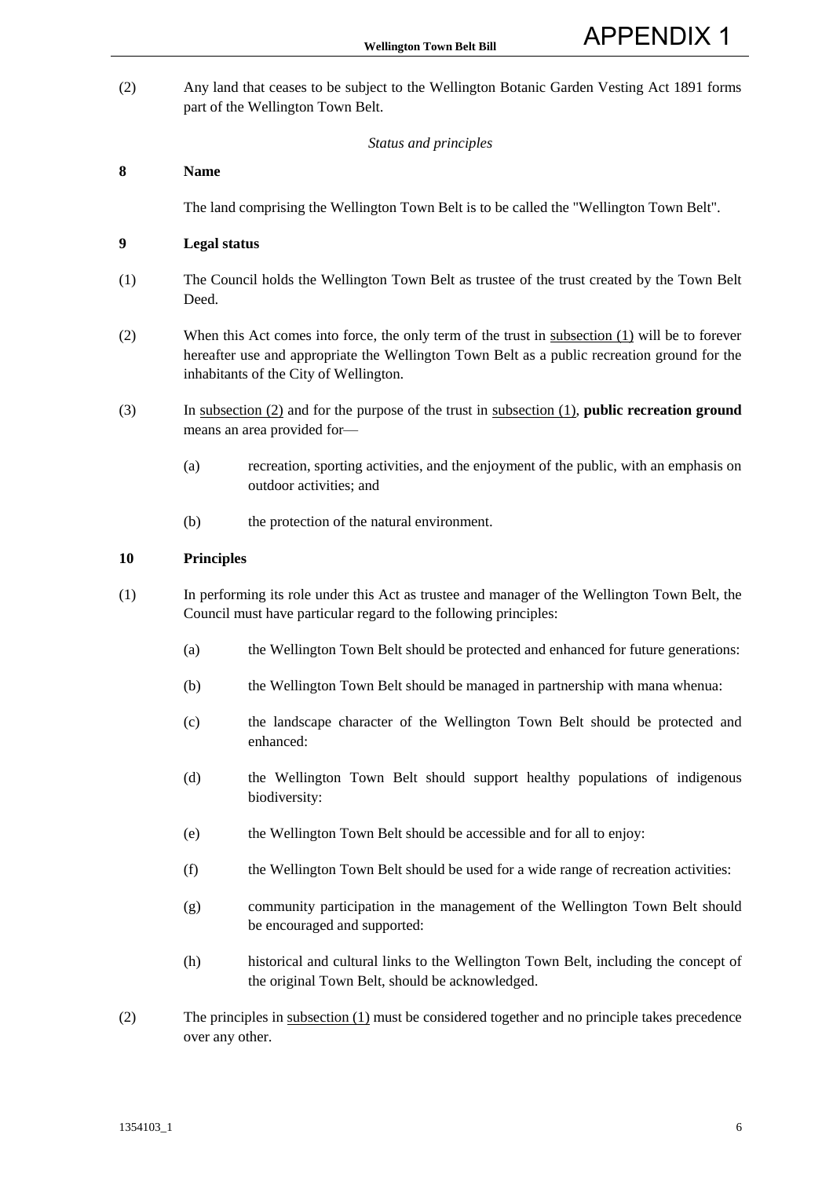(2) Any land that ceases to be subject to the Wellington Botanic Garden Vesting Act 1891 forms part of the Wellington Town Belt.

*Status and principles*

### 8 Name

The land comprising the Wellington Town Belt is to be called the "Wellington Town Belt".

### 9 Legal status

(1) The Council holds the Wellington Town Belt as trustee of the trust created by the Town Belt Deed.

(2) When this Act comes into force, the only term of the trust in subsection (1) will be to forever hereafter use and appropriate the Wellington Town Belt as a public recreation ground for the inhabitants of the City of Wellington.

(3) In subsection (2) and for the purpose of the trust in subsection (1), **public recreation ground** means an area provided for—

- (a) recreation, sporting activities, and the enjoyment of the public, with an emphasis on outdoor activities; and
- (b) the protection of the natural environment.

### 10 Principles

(1) In performing its role under this Act as trustee and manager of the Wellington Town Belt, the Council must have particular regard to the following principles:

- (a) the Wellington Town Belt should be protected and enhanced for future generations:
- (b) the Wellington Town Belt should be managed in partnership with mana whenua:
- (c) the landscape character of the Wellington Town Belt should be protected and enhanced:
- (d) the Wellington Town Belt should support healthy populations of indigenous biodiversity:
- (e) the Wellington Town Belt should be accessible and for all to enjoy:
- (f) the Wellington Town Belt should be used for a wide range of recreation activities:
- (g) community participation in the management of the Wellington Town Belt should be encouraged and supported:
- (h) historical and cultural links to the Wellington Town Belt, including the concept of the original Town Belt, should be acknowledged.

(2) The principles in subsection (1) must be considered together and no principle takes precedence over any other.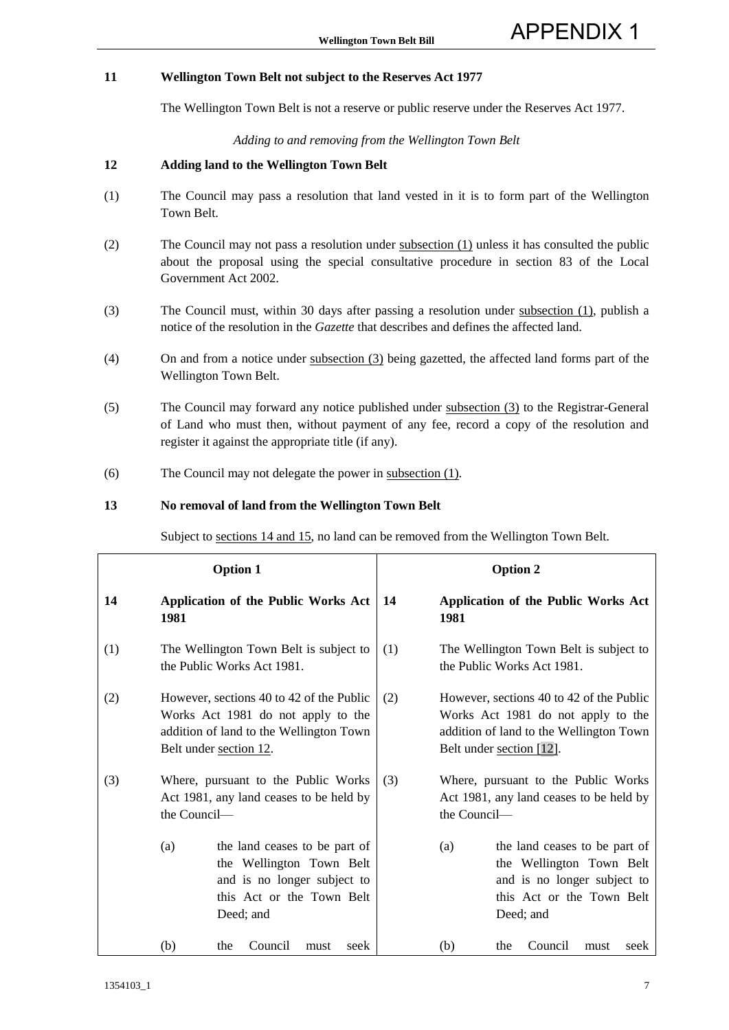APPENDIX 1

### 11 Wellington Town Belt not subject to the Reserves Act 1977

The Wellington Town Belt is not a reserve or public reserve under the Reserves Act 1977.

*Adding to and removing from the Wellington Town Belt*

### 12 Adding land to the Wellington Town Belt

(1) The Council may pass a resolution that land vested in it is to form part of the Wellington Town Belt.

(2) The Council may not pass a resolution under subsection (1) unless it has consulted the public about the proposal using the special consultative procedure in section 83 of the Local Government Act 2002.

(3) The Council must, within 30 days after passing a resolution under subsection (1), publish a notice of the resolution in the *Gazette* that describes and defines the affected land.

(4) On and from a notice under subsection (3) being gazetted, the affected land forms part of the Wellington Town Belt.

(5) The Council may forward any notice published under subsection (3) to the Registrar-General of Land who must then, without payment of any fee, record a copy of the resolution and register it against the appropriate title (if any).

(6) The Council may not delegate the power in subsection (1).

### 13 No removal of land from the Wellington Town Belt

Subject to sections 14 and 15, no land can be removed from the Wellington Town Belt.

| Option 1 | Option 2 |
|---|---|
| **14 Application of the Public Works Act 1981** | **14 Application of the Public Works Act 1981** |
| (1) The Wellington Town Belt is subject to the Public Works Act 1981. | (1) The Wellington Town Belt is subject to the Public Works Act 1981. |
| (2) However, sections 40 to 42 of the Public Works Act 1981 do not apply to the addition of land to the Wellington Town Belt under section 12. | (2) However, sections 40 to 42 of the Public Works Act 1981 do not apply to the addition of land to the Wellington Town Belt under section [12]. |
| (3) Where, pursuant to the Public Works Act 1981, any land ceases to be held by the Council— | (3) Where, pursuant to the Public Works Act 1981, any land ceases to be held by the Council— |
| (a) the land ceases to be part of the Wellington Town Belt and is no longer subject to this Act or the Town Belt Deed; and | (a) the land ceases to be part of the Wellington Town Belt and is no longer subject to this Act or the Town Belt Deed; and |
| (b) the Council must seek | (b) the Council must seek |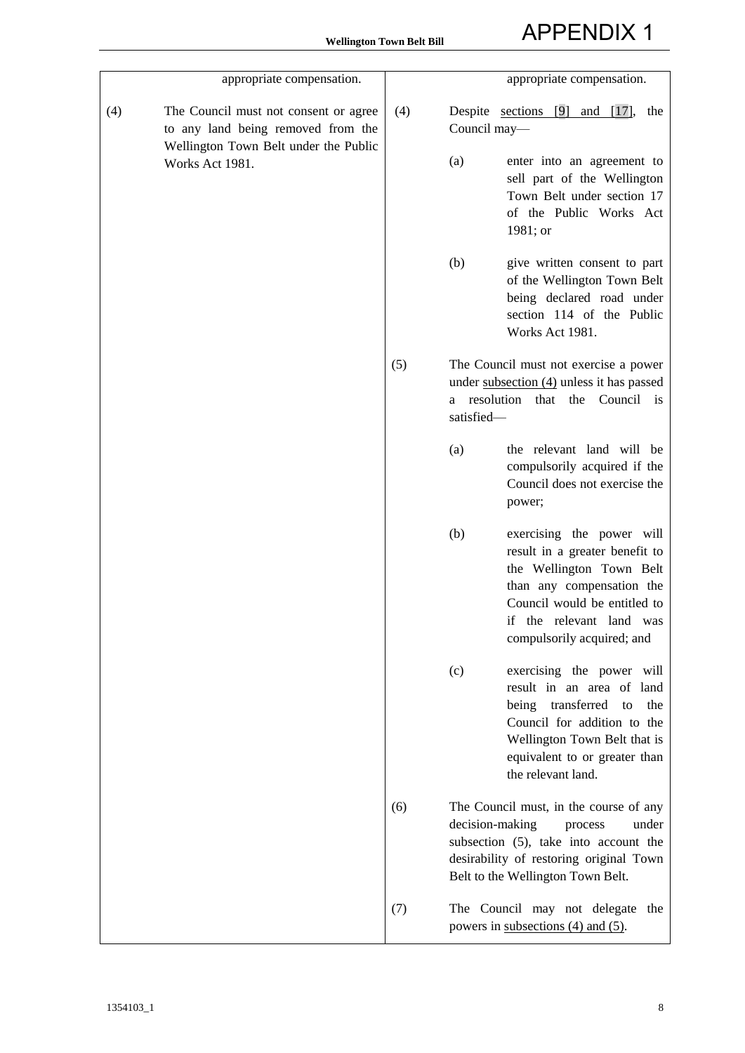| | |
|---|---|
| appropriate compensation. | appropriate compensation. |
| (4) The Council must not consent or agree to any land being removed from the Wellington Town Belt under the Public Works Act 1981. | (4) Despite sections [9] and [17], the Council may— |
| | (a) enter into an agreement to sell part of the Wellington Town Belt under section 17 of the Public Works Act 1981; or |
| | (b) give written consent to part of the Wellington Town Belt being declared road under section 114 of the Public Works Act 1981. |
| | (5) The Council must not exercise a power under subsection (4) unless it has passed a resolution that the Council is satisfied— |
| | (a) the relevant land will be compulsorily acquired if the Council does not exercise the power; |
| | (b) exercising the power will result in a greater benefit to the Wellington Town Belt than any compensation the Council would be entitled to if the relevant land was compulsorily acquired; and |
| | (c) exercising the power will result in an area of land being transferred to the Council for addition to the Wellington Town Belt that is equivalent to or greater than the relevant land. |
| | (6) The Council must, in the course of any decision-making process under subsection (5), take into account the desirability of restoring original Town Belt to the Wellington Town Belt. |
| | (7) The Council may not delegate the powers in subsections (4) and (5). |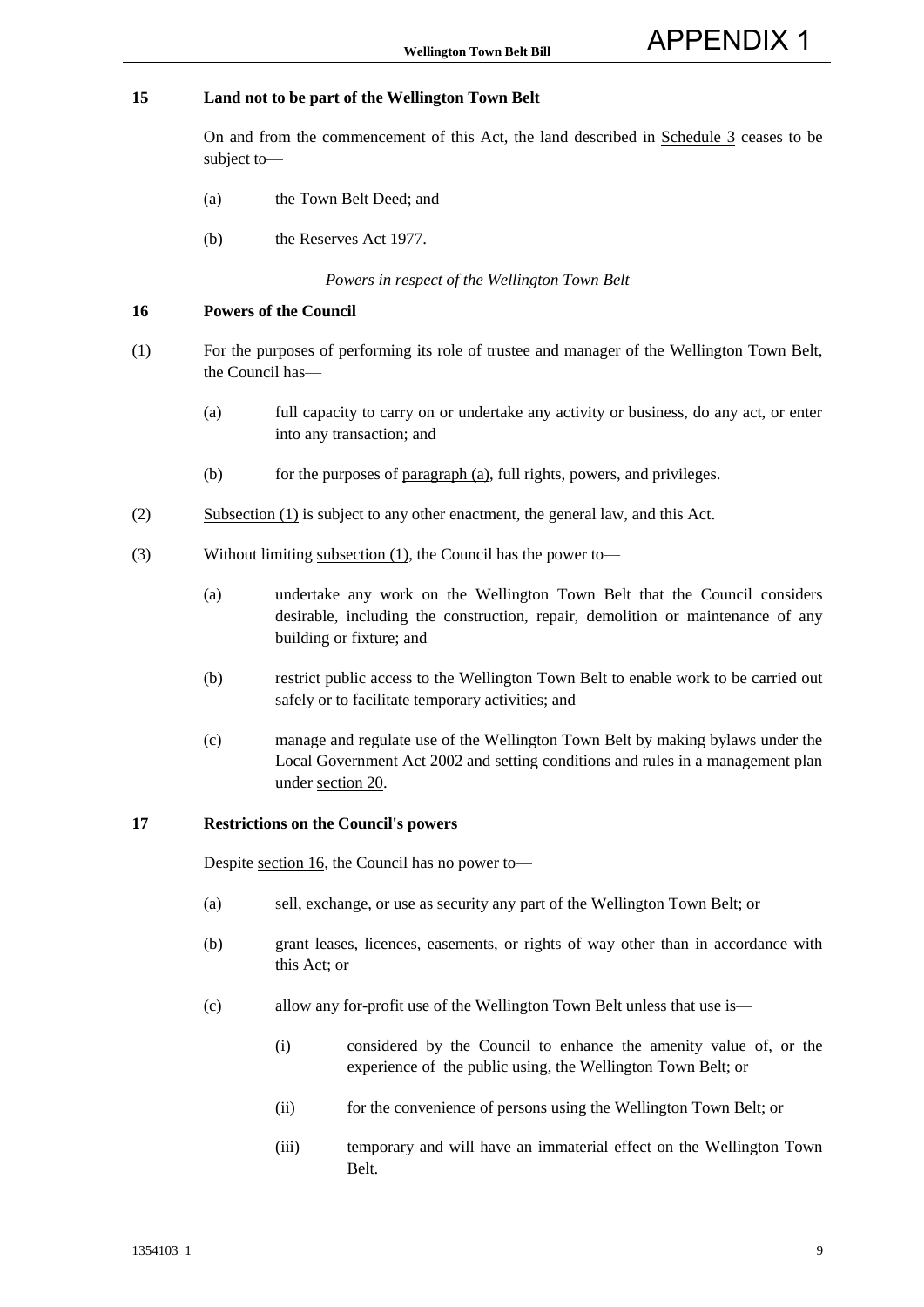### 15 Land not to be part of the Wellington Town Belt

On and from the commencement of this Act, the land described in Schedule 3 ceases to be subject to—

(a) the Town Belt Deed; and

(b) the Reserves Act 1977.

*Powers in respect of the Wellington Town Belt*

### 16 Powers of the Council

(1) For the purposes of performing its role of trustee and manager of the Wellington Town Belt, the Council has—

(a) full capacity to carry on or undertake any activity or business, do any act, or enter into any transaction; and

(b) for the purposes of paragraph (a), full rights, powers, and privileges.

(2) Subsection (1) is subject to any other enactment, the general law, and this Act.

(3) Without limiting subsection (1), the Council has the power to—

(a) undertake any work on the Wellington Town Belt that the Council considers desirable, including the construction, repair, demolition or maintenance of any building or fixture; and

(b) restrict public access to the Wellington Town Belt to enable work to be carried out safely or to facilitate temporary activities; and

(c) manage and regulate use of the Wellington Town Belt by making bylaws under the Local Government Act 2002 and setting conditions and rules in a management plan under section 20.

### 17 Restrictions on the Council's powers

Despite section 16, the Council has no power to—

(a) sell, exchange, or use as security any part of the Wellington Town Belt; or

(b) grant leases, licences, easements, or rights of way other than in accordance with this Act; or

(c) allow any for-profit use of the Wellington Town Belt unless that use is—

(i) considered by the Council to enhance the amenity value of, or the experience of the public using, the Wellington Town Belt; or

(ii) for the convenience of persons using the Wellington Town Belt; or

(iii) temporary and will have an immaterial effect on the Wellington Town Belt.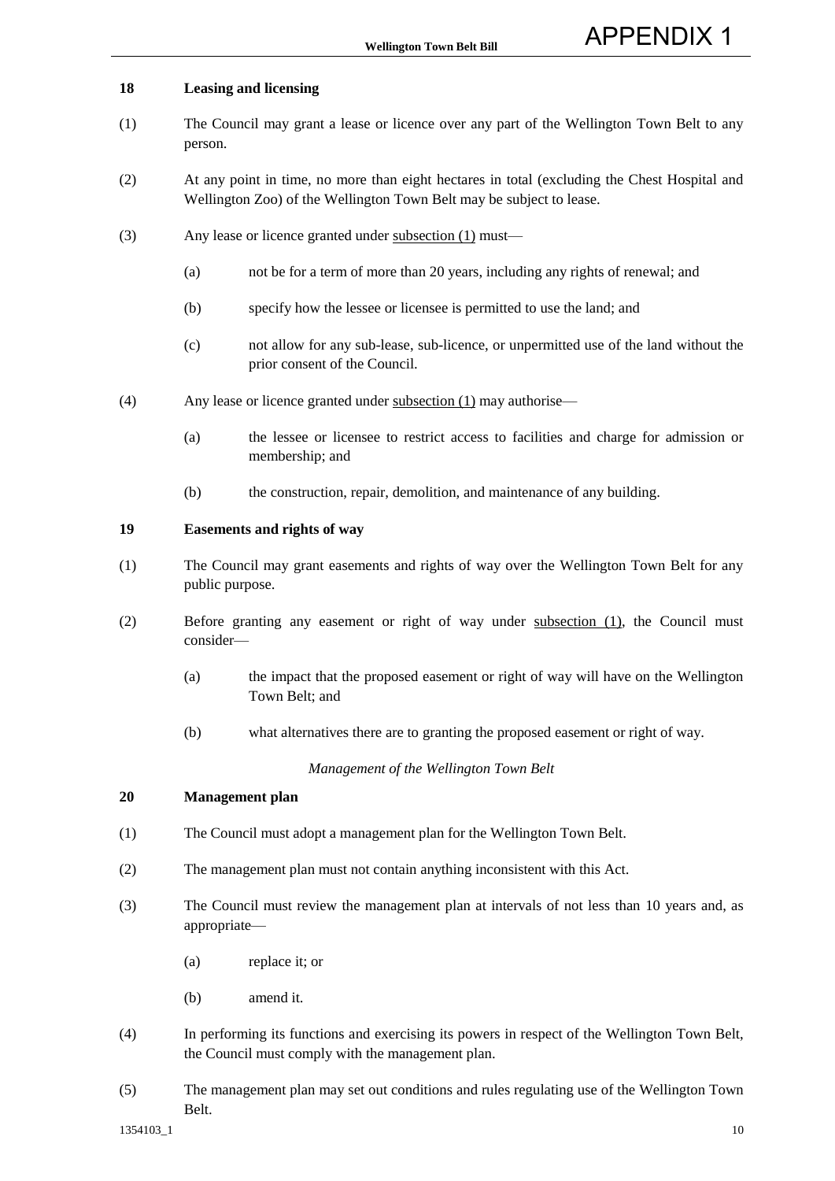## 18 Leasing and licensing

(1) The Council may grant a lease or licence over any part of the Wellington Town Belt to any person.

(2) At any point in time, no more than eight hectares in total (excluding the Chest Hospital and Wellington Zoo) of the Wellington Town Belt may be subject to lease.

(3) Any lease or licence granted under subsection (1) must—

- (a) not be for a term of more than 20 years, including any rights of renewal; and
- (b) specify how the lessee or licensee is permitted to use the land; and
- (c) not allow for any sub-lease, sub-licence, or unpermitted use of the land without the prior consent of the Council.

(4) Any lease or licence granted under subsection (1) may authorise—

- (a) the lessee or licensee to restrict access to facilities and charge for admission or membership; and
- (b) the construction, repair, demolition, and maintenance of any building.

## 19 Easements and rights of way

(1) The Council may grant easements and rights of way over the Wellington Town Belt for any public purpose.

(2) Before granting any easement or right of way under subsection (1), the Council must consider—

- (a) the impact that the proposed easement or right of way will have on the Wellington Town Belt; and
- (b) what alternatives there are to granting the proposed easement or right of way.

*Management of the Wellington Town Belt*

## 20 Management plan

(1) The Council must adopt a management plan for the Wellington Town Belt.

(2) The management plan must not contain anything inconsistent with this Act.

(3) The Council must review the management plan at intervals of not less than 10 years and, as appropriate—

- (a) replace it; or
- (b) amend it.

(4) In performing its functions and exercising its powers in respect of the Wellington Town Belt, the Council must comply with the management plan.

(5) The management plan may set out conditions and rules regulating use of the Wellington Town Belt.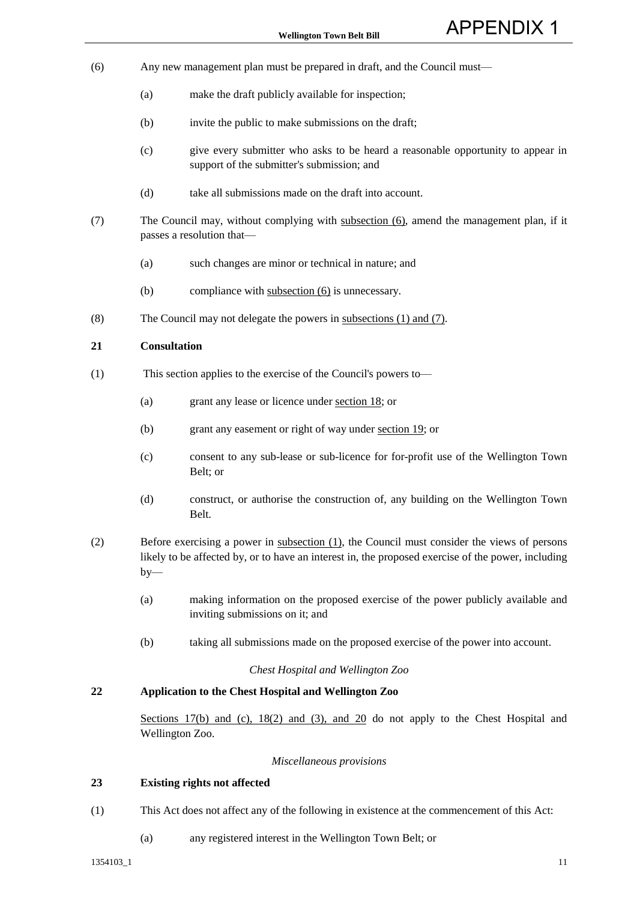(6) Any new management plan must be prepared in draft, and the Council must—

(a) make the draft publicly available for inspection;

(b) invite the public to make submissions on the draft;

(c) give every submitter who asks to be heard a reasonable opportunity to appear in support of the submitter's submission; and

(d) take all submissions made on the draft into account.

(7) The Council may, without complying with subsection (6), amend the management plan, if it passes a resolution that—

(a) such changes are minor or technical in nature; and

(b) compliance with subsection (6) is unnecessary.

(8) The Council may not delegate the powers in subsections (1) and (7).

### 21 Consultation

(1) This section applies to the exercise of the Council's powers to—

(a) grant any lease or licence under section 18; or

(b) grant any easement or right of way under section 19; or

(c) consent to any sub-lease or sub-licence for for-profit use of the Wellington Town Belt; or

(d) construct, or authorise the construction of, any building on the Wellington Town Belt.

(2) Before exercising a power in subsection (1), the Council must consider the views of persons likely to be affected by, or to have an interest in, the proposed exercise of the power, including by—

(a) making information on the proposed exercise of the power publicly available and inviting submissions on it; and

(b) taking all submissions made on the proposed exercise of the power into account.

*Chest Hospital and Wellington Zoo*

### 22 Application to the Chest Hospital and Wellington Zoo

Sections 17(b) and (c), 18(2) and (3), and 20 do not apply to the Chest Hospital and Wellington Zoo.

*Miscellaneous provisions*

### 23 Existing rights not affected

(1) This Act does not affect any of the following in existence at the commencement of this Act:

(a) any registered interest in the Wellington Town Belt; or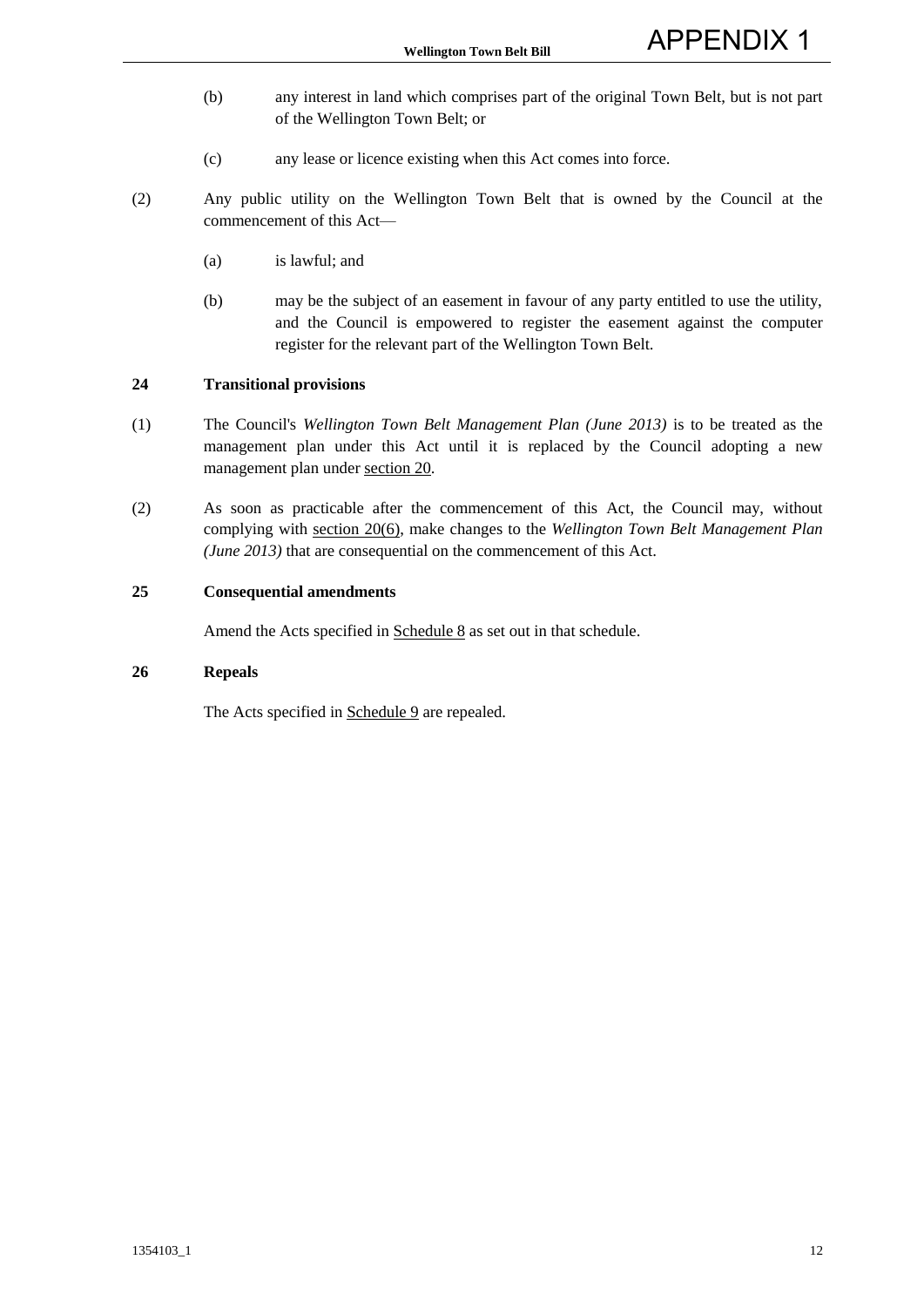(b) any interest in land which comprises part of the original Town Belt, but is not part of the Wellington Town Belt; or

(c) any lease or licence existing when this Act comes into force.

(2) Any public utility on the Wellington Town Belt that is owned by the Council at the commencement of this Act—

(a) is lawful; and

(b) may be the subject of an easement in favour of any party entitled to use the utility, and the Council is empowered to register the easement against the computer register for the relevant part of the Wellington Town Belt.

### 24 Transitional provisions

(1) The Council's *Wellington Town Belt Management Plan (June 2013)* is to be treated as the management plan under this Act until it is replaced by the Council adopting a new management plan under section 20.

(2) As soon as practicable after the commencement of this Act, the Council may, without complying with section 20(6), make changes to the *Wellington Town Belt Management Plan (June 2013)* that are consequential on the commencement of this Act.

### 25 Consequential amendments

Amend the Acts specified in Schedule 8 as set out in that schedule.

### 26 Repeals

The Acts specified in Schedule 9 are repealed.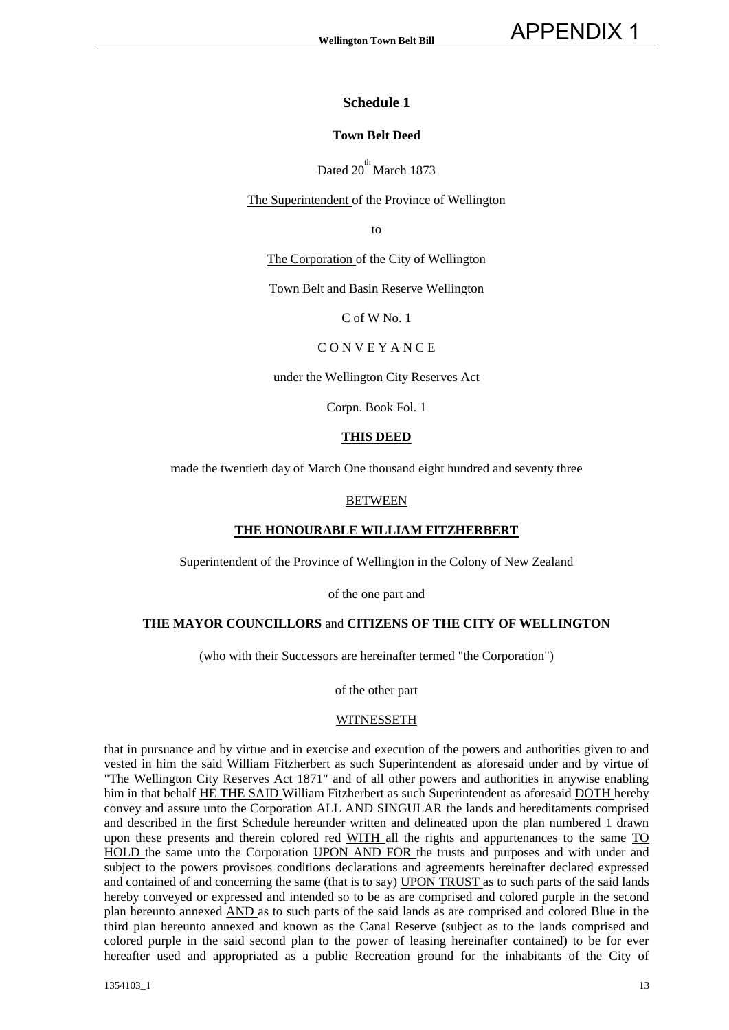## Schedule 1

### Town Belt Deed

Dated 20th March 1873

The Superintendent of the Province of Wellington

to

The Corporation of the City of Wellington

Town Belt and Basin Reserve Wellington

C of W No. 1

C O N V E Y A N C E

under the Wellington City Reserves Act

Corpn. Book Fol. 1

**THIS DEED**

made the twentieth day of March One thousand eight hundred and seventy three

BETWEEN

**THE HONOURABLE WILLIAM FITZHERBERT**

Superintendent of the Province of Wellington in the Colony of New Zealand

of the one part and

**THE MAYOR COUNCILLORS** and **CITIZENS OF THE CITY OF WELLINGTON**

(who with their Successors are hereinafter termed "the Corporation")

of the other part

WITNESSETH

that in pursuance and by virtue and in exercise and execution of the powers and authorities given to and vested in him the said William Fitzherbert as such Superintendent as aforesaid under and by virtue of "The Wellington City Reserves Act 1871" and of all other powers and authorities in anywise enabling him in that behalf HE THE SAID William Fitzherbert as such Superintendent as aforesaid DOTH hereby convey and assure unto the Corporation ALL AND SINGULAR the lands and hereditaments comprised and described in the first Schedule hereunder written and delineated upon the plan numbered 1 drawn upon these presents and therein colored red WITH all the rights and appurtenances to the same TO HOLD the same unto the Corporation UPON AND FOR the trusts and purposes and with under and subject to the powers provisoes conditions declarations and agreements hereinafter declared expressed and contained of and concerning the same (that is to say) UPON TRUST as to such parts of the said lands hereby conveyed or expressed and intended so to be as are comprised and colored purple in the second plan hereunto annexed AND as to such parts of the said lands as are comprised and colored Blue in the third plan hereunto annexed and known as the Canal Reserve (subject as to the lands comprised and colored purple in the said second plan to the power of leasing hereinafter contained) to be for ever hereafter used and appropriated as a public Recreation ground for the inhabitants of the City of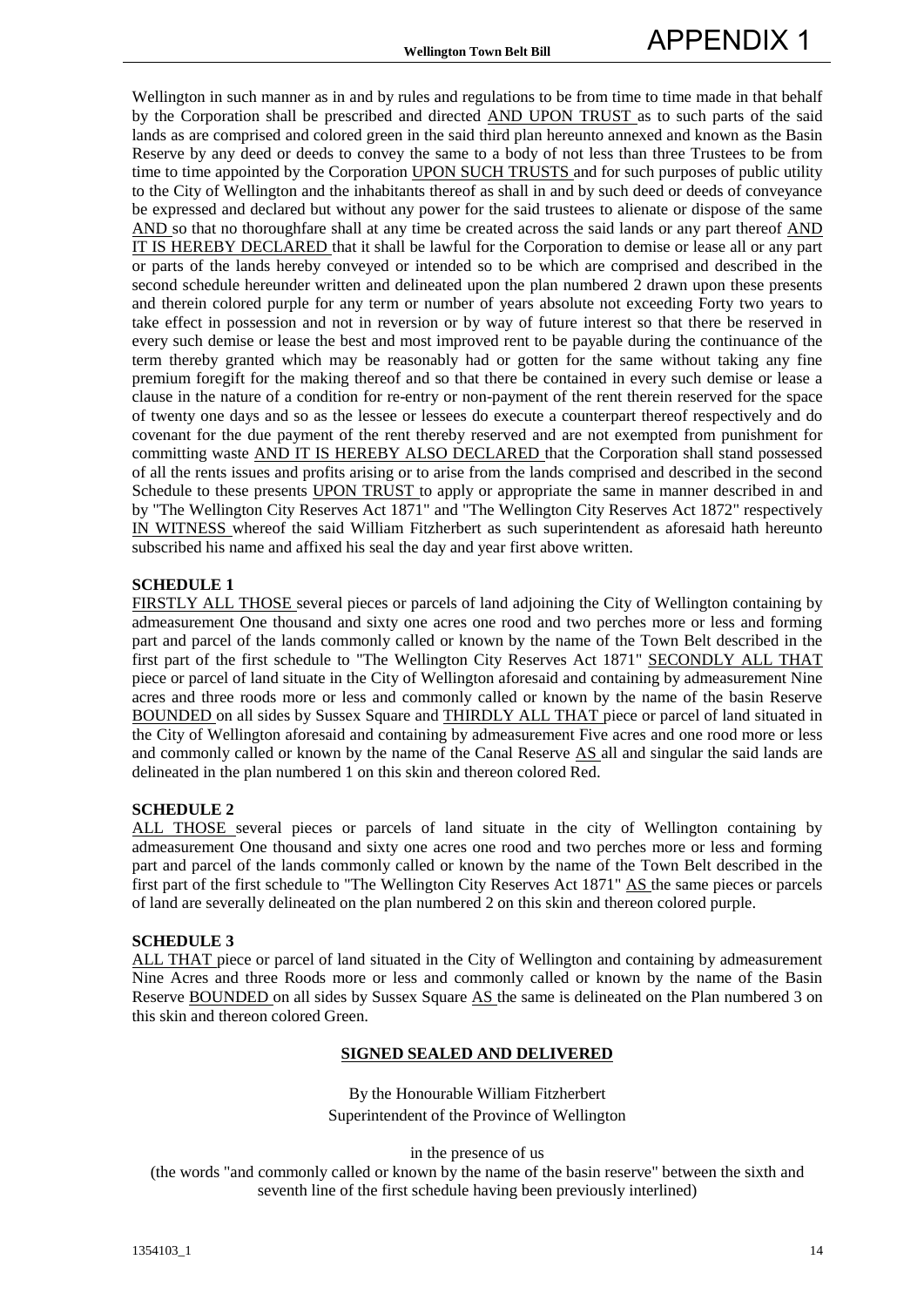Wellington in such manner as in and by rules and regulations to be from time to time made in that behalf by the Corporation shall be prescribed and directed AND UPON TRUST as to such parts of the said lands as are comprised and colored green in the said third plan hereunto annexed and known as the Basin Reserve by any deed or deeds to convey the same to a body of not less than three Trustees to be from time to time appointed by the Corporation UPON SUCH TRUSTS and for such purposes of public utility to the City of Wellington and the inhabitants thereof as shall in and by such deed or deeds of conveyance be expressed and declared but without any power for the said trustees to alienate or dispose of the same AND so that no thoroughfare shall at any time be created across the said lands or any part thereof AND IT IS HEREBY DECLARED that it shall be lawful for the Corporation to demise or lease all or any part or parts of the lands hereby conveyed or intended so to be which are comprised and described in the second schedule hereunder written and delineated upon the plan numbered 2 drawn upon these presents and therein colored purple for any term or number of years absolute not exceeding Forty two years to take effect in possession and not in reversion or by way of future interest so that there be reserved in every such demise or lease the best and most improved rent to be payable during the continuance of the term thereby granted which may be reasonably had or gotten for the same without taking any fine premium foregift for the making thereof and so that there be contained in every such demise or lease a clause in the nature of a condition for re-entry or non-payment of the rent therein reserved for the space of twenty one days and so as the lessee or lessees do execute a counterpart thereof respectively and do covenant for the due payment of the rent thereby reserved and are not exempted from punishment for committing waste AND IT IS HEREBY ALSO DECLARED that the Corporation shall stand possessed of all the rents issues and profits arising or to arise from the lands comprised and described in the second Schedule to these presents UPON TRUST to apply or appropriate the same in manner described in and by "The Wellington City Reserves Act 1871" and "The Wellington City Reserves Act 1872" respectively IN WITNESS whereof the said William Fitzherbert as such superintendent as aforesaid hath hereunto subscribed his name and affixed his seal the day and year first above written.

**SCHEDULE 1**

FIRSTLY ALL THOSE several pieces or parcels of land adjoining the City of Wellington containing by admeasurement One thousand and sixty one acres one rood and two perches more or less and forming part and parcel of the lands commonly called or known by the name of the Town Belt described in the first part of the first schedule to "The Wellington City Reserves Act 1871" SECONDLY ALL THAT piece or parcel of land situate in the City of Wellington aforesaid and containing by admeasurement Nine acres and three roods more or less and commonly called or known by the name of the basin Reserve BOUNDED on all sides by Sussex Square and THIRDLY ALL THAT piece or parcel of land situated in the City of Wellington aforesaid and containing by admeasurement Five acres and one rood more or less and commonly called or known by the name of the Canal Reserve AS all and singular the said lands are delineated in the plan numbered 1 on this skin and thereon colored Red.

**SCHEDULE 2**

ALL THOSE several pieces or parcels of land situate in the city of Wellington containing by admeasurement One thousand and sixty one acres one rood and two perches more or less and forming part and parcel of the lands commonly called or known by the name of the Town Belt described in the first part of the first schedule to "The Wellington City Reserves Act 1871" AS the same pieces or parcels of land are severally delineated on the plan numbered 2 on this skin and thereon colored purple.

**SCHEDULE 3**

ALL THAT piece or parcel of land situated in the City of Wellington and containing by admeasurement Nine Acres and three Roods more or less and commonly called or known by the name of the Basin Reserve BOUNDED on all sides by Sussex Square AS the same is delineated on the Plan numbered 3 on this skin and thereon colored Green.

**SIGNED SEALED AND DELIVERED**

By the Honourable William Fitzherbert
Superintendent of the Province of Wellington

in the presence of us
(the words "and commonly called or known by the name of the basin reserve" between the sixth and seventh line of the first schedule having been previously interlined)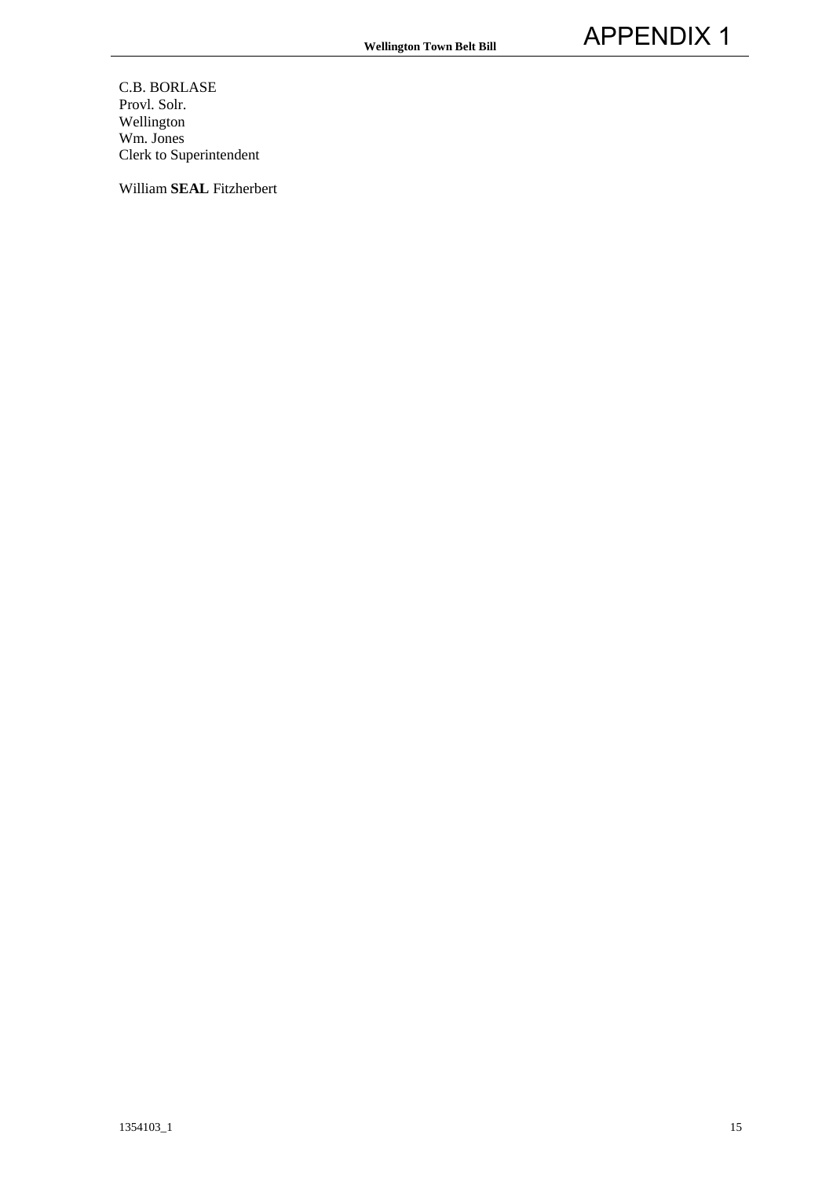C.B. BORLASE
Provl. Solr.
Wellington
Wm. Jones
Clerk to Superintendent

William **SEAL** Fitzherbert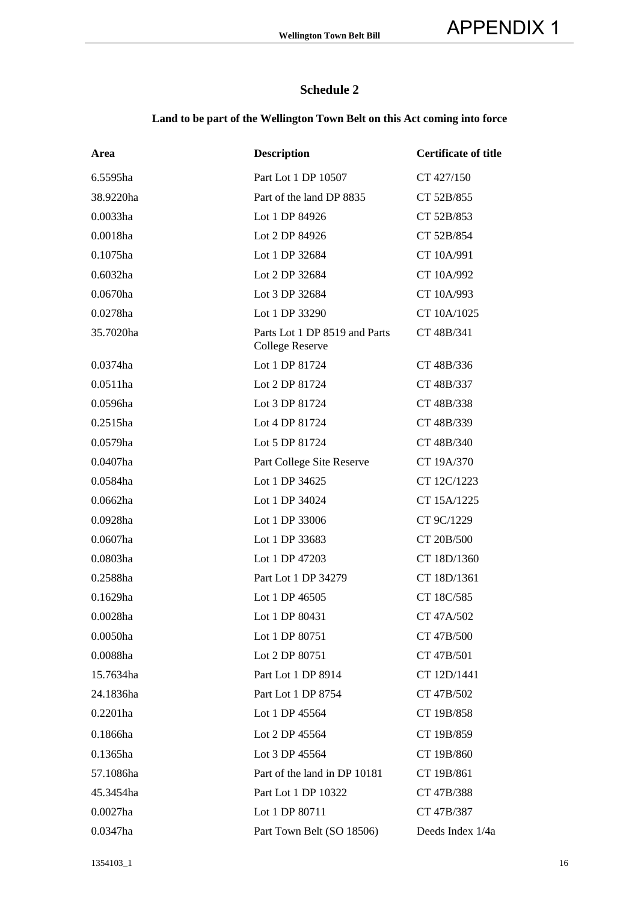## Schedule 2

### Land to be part of the Wellington Town Belt on this Act coming into force

| Area | Description | Certificate of title |
|---|---|---|
| 6.5595ha | Part Lot 1 DP 10507 | CT 427/150 |
| 38.9220ha | Part of the land DP 8835 | CT 52B/855 |
| 0.0033ha | Lot 1 DP 84926 | CT 52B/853 |
| 0.0018ha | Lot 2 DP 84926 | CT 52B/854 |
| 0.1075ha | Lot 1 DP 32684 | CT 10A/991 |
| 0.6032ha | Lot 2 DP 32684 | CT 10A/992 |
| 0.0670ha | Lot 3 DP 32684 | CT 10A/993 |
| 0.0278ha | Lot 1 DP 33290 | CT 10A/1025 |
| 35.7020ha | Parts Lot 1 DP 8519 and Parts College Reserve | CT 48B/341 |
| 0.0374ha | Lot 1 DP 81724 | CT 48B/336 |
| 0.0511ha | Lot 2 DP 81724 | CT 48B/337 |
| 0.0596ha | Lot 3 DP 81724 | CT 48B/338 |
| 0.2515ha | Lot 4 DP 81724 | CT 48B/339 |
| 0.0579ha | Lot 5 DP 81724 | CT 48B/340 |
| 0.0407ha | Part College Site Reserve | CT 19A/370 |
| 0.0584ha | Lot 1 DP 34625 | CT 12C/1223 |
| 0.0662ha | Lot 1 DP 34024 | CT 15A/1225 |
| 0.0928ha | Lot 1 DP 33006 | CT 9C/1229 |
| 0.0607ha | Lot 1 DP 33683 | CT 20B/500 |
| 0.0803ha | Lot 1 DP 47203 | CT 18D/1360 |
| 0.2588ha | Part Lot 1 DP 34279 | CT 18D/1361 |
| 0.1629ha | Lot 1 DP 46505 | CT 18C/585 |
| 0.0028ha | Lot 1 DP 80431 | CT 47A/502 |
| 0.0050ha | Lot 1 DP 80751 | CT 47B/500 |
| 0.0088ha | Lot 2 DP 80751 | CT 47B/501 |
| 15.7634ha | Part Lot 1 DP 8914 | CT 12D/1441 |
| 24.1836ha | Part Lot 1 DP 8754 | CT 47B/502 |
| 0.2201ha | Lot 1 DP 45564 | CT 19B/858 |
| 0.1866ha | Lot 2 DP 45564 | CT 19B/859 |
| 0.1365ha | Lot 3 DP 45564 | CT 19B/860 |
| 57.1086ha | Part of the land in DP 10181 | CT 19B/861 |
| 45.3454ha | Part Lot 1 DP 10322 | CT 47B/388 |
| 0.0027ha | Lot 1 DP 80711 | CT 47B/387 |
| 0.0347ha | Part Town Belt (SO 18506) | Deeds Index 1/4a |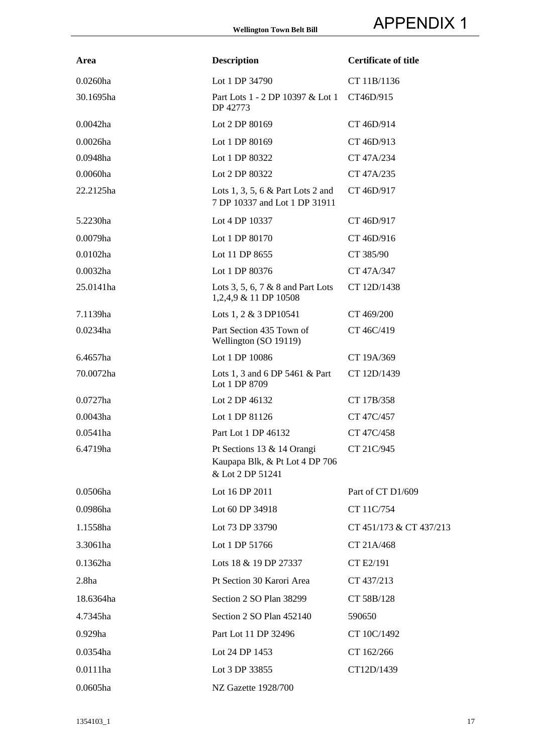| Area | Description | Certificate of title |
|---|---|---|
| 0.0260ha | Lot 1 DP 34790 | CT 11B/1136 |
| 30.1695ha | Part Lots 1 - 2 DP 10397 & Lot 1 DP 42773 | CT46D/915 |
| 0.0042ha | Lot 2 DP 80169 | CT 46D/914 |
| 0.0026ha | Lot 1 DP 80169 | CT 46D/913 |
| 0.0948ha | Lot 1 DP 80322 | CT 47A/234 |
| 0.0060ha | Lot 2 DP 80322 | CT 47A/235 |
| 22.2125ha | Lots 1, 3, 5, 6 & Part Lots 2 and 7 DP 10337 and Lot 1 DP 31911 | CT 46D/917 |
| 5.2230ha | Lot 4 DP 10337 | CT 46D/917 |
| 0.0079ha | Lot 1 DP 80170 | CT 46D/916 |
| 0.0102ha | Lot 11 DP 8655 | CT 385/90 |
| 0.0032ha | Lot 1 DP 80376 | CT 47A/347 |
| 25.0141ha | Lots 3, 5, 6, 7 & 8 and Part Lots 1,2,4,9 & 11 DP 10508 | CT 12D/1438 |
| 7.1139ha | Lots 1, 2 & 3 DP10541 | CT 469/200 |
| 0.0234ha | Part Section 435 Town of Wellington (SO 19119) | CT 46C/419 |
| 6.4657ha | Lot 1 DP 10086 | CT 19A/369 |
| 70.0072ha | Lots 1, 3 and 6 DP 5461 & Part Lot 1 DP 8709 | CT 12D/1439 |
| 0.0727ha | Lot 2 DP 46132 | CT 17B/358 |
| 0.0043ha | Lot 1 DP 81126 | CT 47C/457 |
| 0.0541ha | Part Lot 1 DP 46132 | CT 47C/458 |
| 6.4719ha | Pt Sections 13 & 14 Orangi Kaupapa Blk, & Pt Lot 4 DP 706 & Lot 2 DP 51241 | CT 21C/945 |
| 0.0506ha | Lot 16 DP 2011 | Part of CT D1/609 |
| 0.0986ha | Lot 60 DP 34918 | CT 11C/754 |
| 1.1558ha | Lot 73 DP 33790 | CT 451/173 & CT 437/213 |
| 3.3061ha | Lot 1 DP 51766 | CT 21A/468 |
| 0.1362ha | Lots 18 & 19 DP 27337 | CT E2/191 |
| 2.8ha | Pt Section 30 Karori Area | CT 437/213 |
| 18.6364ha | Section 2 SO Plan 38299 | CT 58B/128 |
| 4.7345ha | Section 2 SO Plan 452140 | 590650 |
| 0.929ha | Part Lot 11 DP 32496 | CT 10C/1492 |
| 0.0354ha | Lot 24 DP 1453 | CT 162/266 |
| 0.0111ha | Lot 3 DP 33855 | CT12D/1439 |
| 0.0605ha | NZ Gazette 1928/700 | |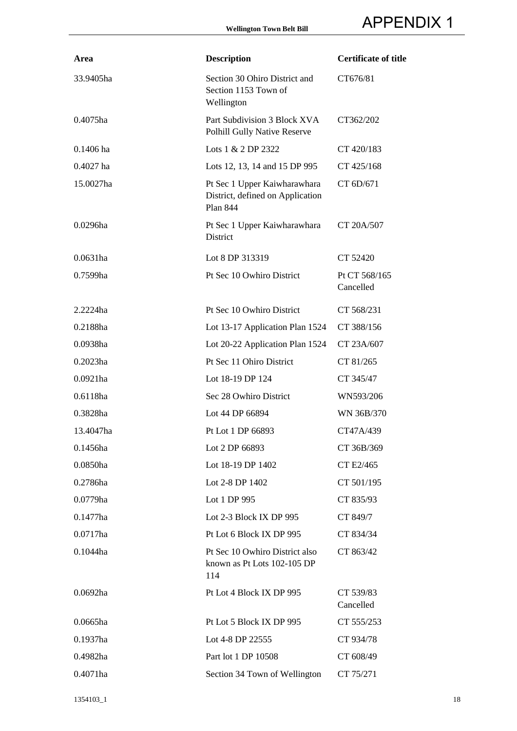| Area | Description | Certificate of title |
|---|---|---|
| 33.9405ha | Section 30 Ohiro District and Section 1153 Town of Wellington | CT676/81 |
| 0.4075ha | Part Subdivision 3 Block XVA Polhill Gully Native Reserve | CT362/202 |
| 0.1406 ha | Lots 1 & 2 DP 2322 | CT 420/183 |
| 0.4027 ha | Lots 12, 13, 14 and 15 DP 995 | CT 425/168 |
| 15.0027ha | Pt Sec 1 Upper Kaiwharawhara District, defined on Application Plan 844 | CT 6D/671 |
| 0.0296ha | Pt Sec 1 Upper Kaiwharawhara District | CT 20A/507 |
| 0.0631ha | Lot 8 DP 313319 | CT 52420 |
| 0.7599ha | Pt Sec 10 Owhiro District | Pt CT 568/165 Cancelled |
| 2.2224ha | Pt Sec 10 Owhiro District | CT 568/231 |
| 0.2188ha | Lot 13-17 Application Plan 1524 | CT 388/156 |
| 0.0938ha | Lot 20-22 Application Plan 1524 | CT 23A/607 |
| 0.2023ha | Pt Sec 11 Ohiro District | CT 81/265 |
| 0.0921ha | Lot 18-19 DP 124 | CT 345/47 |
| 0.6118ha | Sec 28 Owhiro District | WN593/206 |
| 0.3828ha | Lot 44 DP 66894 | WN 36B/370 |
| 13.4047ha | Pt Lot 1 DP 66893 | CT47A/439 |
| 0.1456ha | Lot 2 DP 66893 | CT 36B/369 |
| 0.0850ha | Lot 18-19 DP 1402 | CT E2/465 |
| 0.2786ha | Lot 2-8 DP 1402 | CT 501/195 |
| 0.0779ha | Lot 1 DP 995 | CT 835/93 |
| 0.1477ha | Lot 2-3 Block IX DP 995 | CT 849/7 |
| 0.0717ha | Pt Lot 6 Block IX DP 995 | CT 834/34 |
| 0.1044ha | Pt Sec 10 Owhiro District also known as Pt Lots 102-105 DP 114 | CT 863/42 |
| 0.0692ha | Pt Lot 4 Block IX DP 995 | CT 539/83 Cancelled |
| 0.0665ha | Pt Lot 5 Block IX DP 995 | CT 555/253 |
| 0.1937ha | Lot 4-8 DP 22555 | CT 934/78 |
| 0.4982ha | Part lot 1 DP 10508 | CT 608/49 |
| 0.4071ha | Section 34 Town of Wellington | CT 75/271 |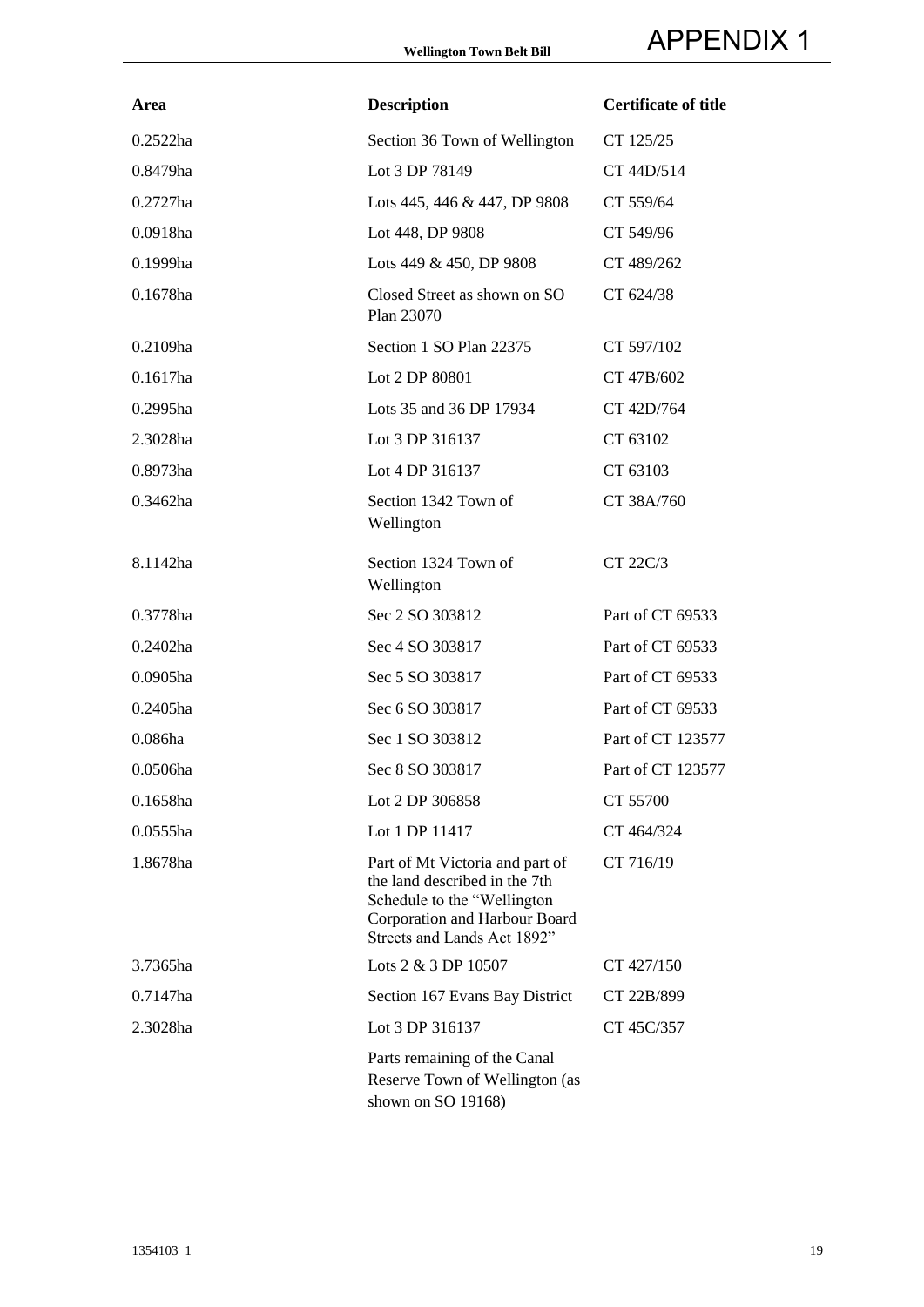| Area | Description | Certificate of title |
|---|---|---|
| 0.2522ha | Section 36 Town of Wellington | CT 125/25 |
| 0.8479ha | Lot 3 DP 78149 | CT 44D/514 |
| 0.2727ha | Lots 445, 446 & 447, DP 9808 | CT 559/64 |
| 0.0918ha | Lot 448, DP 9808 | CT 549/96 |
| 0.1999ha | Lots 449 & 450, DP 9808 | CT 489/262 |
| 0.1678ha | Closed Street as shown on SO Plan 23070 | CT 624/38 |
| 0.2109ha | Section 1 SO Plan 22375 | CT 597/102 |
| 0.1617ha | Lot 2 DP 80801 | CT 47B/602 |
| 0.2995ha | Lots 35 and 36 DP 17934 | CT 42D/764 |
| 2.3028ha | Lot 3 DP 316137 | CT 63102 |
| 0.8973ha | Lot 4 DP 316137 | CT 63103 |
| 0.3462ha | Section 1342 Town of Wellington | CT 38A/760 |
| 8.1142ha | Section 1324 Town of Wellington | CT 22C/3 |
| 0.3778ha | Sec 2 SO 303812 | Part of CT 69533 |
| 0.2402ha | Sec 4 SO 303817 | Part of CT 69533 |
| 0.0905ha | Sec 5 SO 303817 | Part of CT 69533 |
| 0.2405ha | Sec 6 SO 303817 | Part of CT 69533 |
| 0.086ha | Sec 1 SO 303812 | Part of CT 123577 |
| 0.0506ha | Sec 8 SO 303817 | Part of CT 123577 |
| 0.1658ha | Lot 2 DP 306858 | CT 55700 |
| 0.0555ha | Lot 1 DP 11417 | CT 464/324 |
| 1.8678ha | Part of Mt Victoria and part of the land described in the 7th Schedule to the "Wellington Corporation and Harbour Board Streets and Lands Act 1892" | CT 716/19 |
| 3.7365ha | Lots 2 & 3 DP 10507 | CT 427/150 |
| 0.7147ha | Section 167 Evans Bay District | CT 22B/899 |
| 2.3028ha | Lot 3 DP 316137 | CT 45C/357 |
| | Parts remaining of the Canal Reserve Town of Wellington (as shown on SO 19168) | |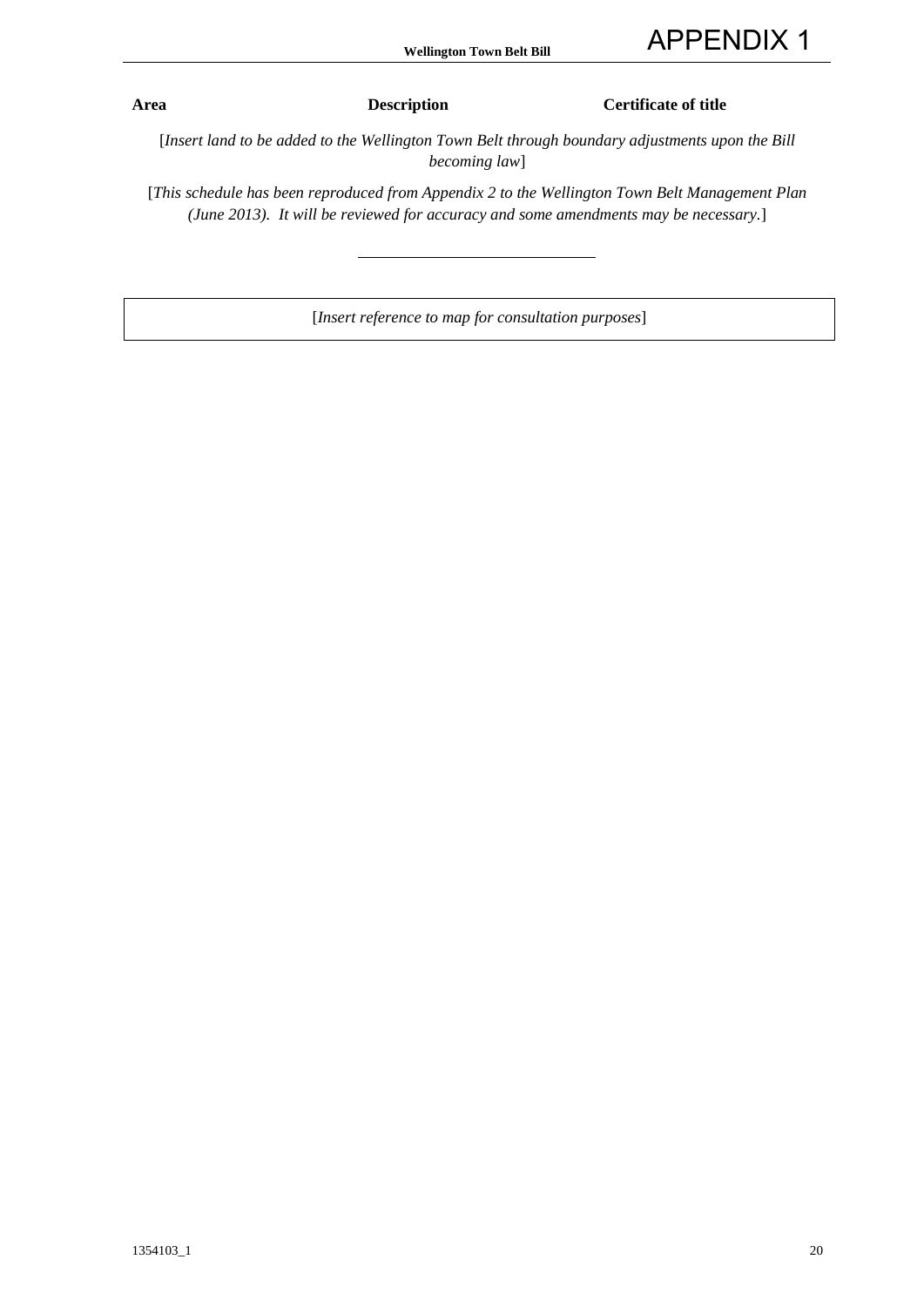| Area | Description | Certificate of title |
| --- | --- | --- |

[*Insert land to be added to the Wellington Town Belt through boundary adjustments upon the Bill becoming law*]

[*This schedule has been reproduced from Appendix 2 to the Wellington Town Belt Management Plan (June 2013). It will be reviewed for accuracy and some amendments may be necessary.*]

---

[*Insert reference to map for consultation purposes*]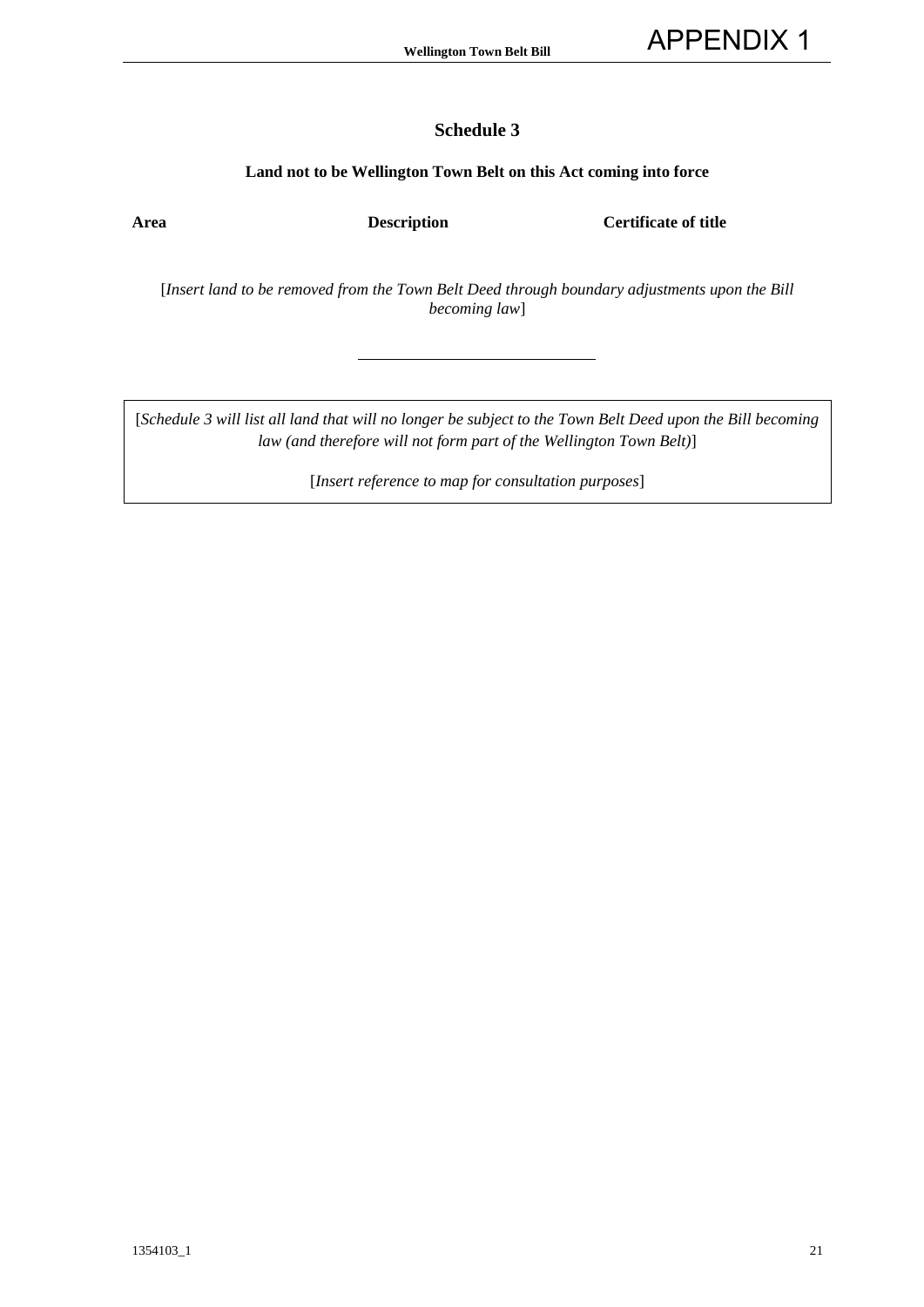## Schedule 3

### Land not to be Wellington Town Belt on this Act coming into force

| Area | Description | Certificate of title |
| --- | --- | --- |

[*Insert land to be removed from the Town Belt Deed through boundary adjustments upon the Bill becoming law*]

---

[*Schedule 3 will list all land that will no longer be subject to the Town Belt Deed upon the Bill becoming law (and therefore will not form part of the Wellington Town Belt)*]

[*Insert reference to map for consultation purposes*]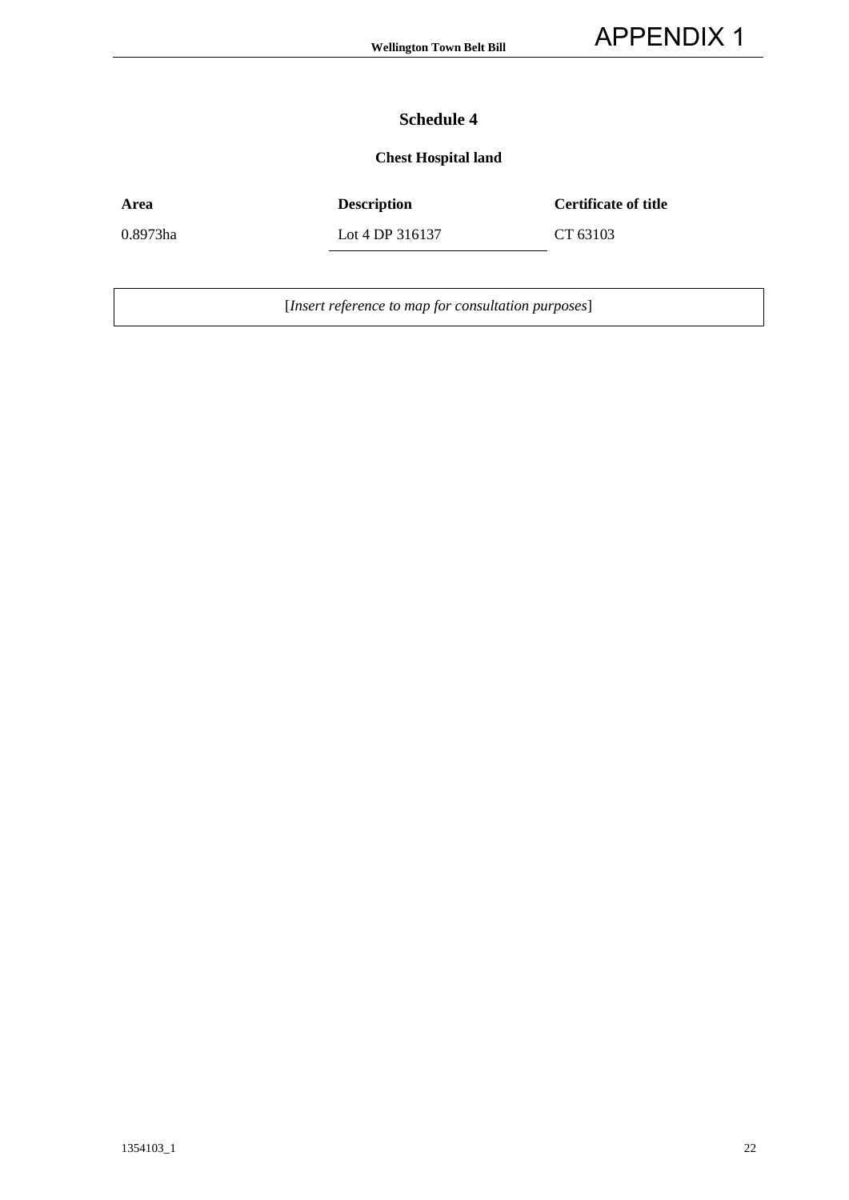## Schedule 4

### Chest Hospital land

| Area | Description | Certificate of title |
|---|---|---|
| 0.8973ha | Lot 4 DP 316137 | CT 63103 |

[*Insert reference to map for consultation purposes*]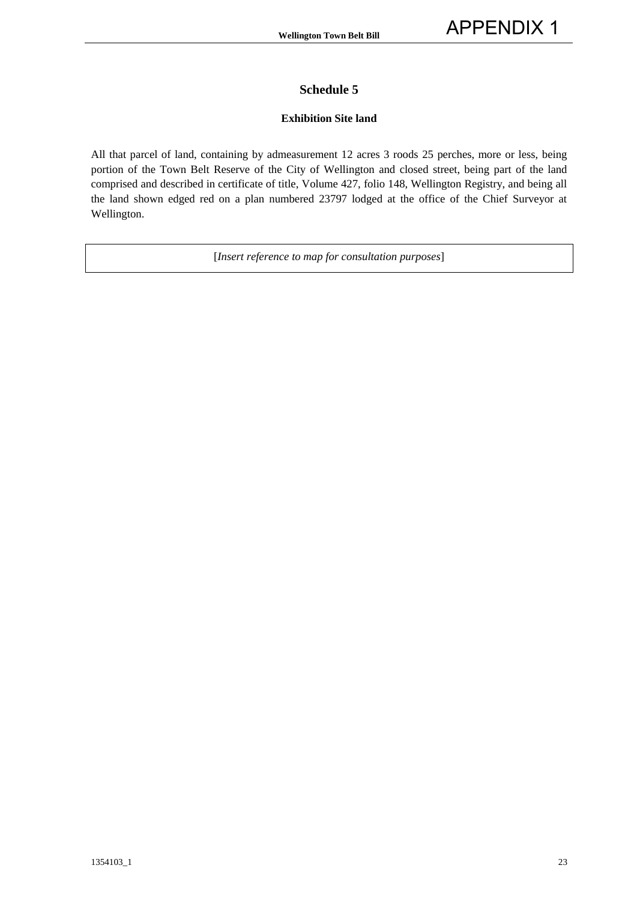## Schedule 5

### Exhibition Site land

All that parcel of land, containing by admeasurement 12 acres 3 roods 25 perches, more or less, being portion of the Town Belt Reserve of the City of Wellington and closed street, being part of the land comprised and described in certificate of title, Volume 427, folio 148, Wellington Registry, and being all the land shown edged red on a plan numbered 23797 lodged at the office of the Chief Surveyor at Wellington.

| [*Insert reference to map for consultation purposes*] |
| --- |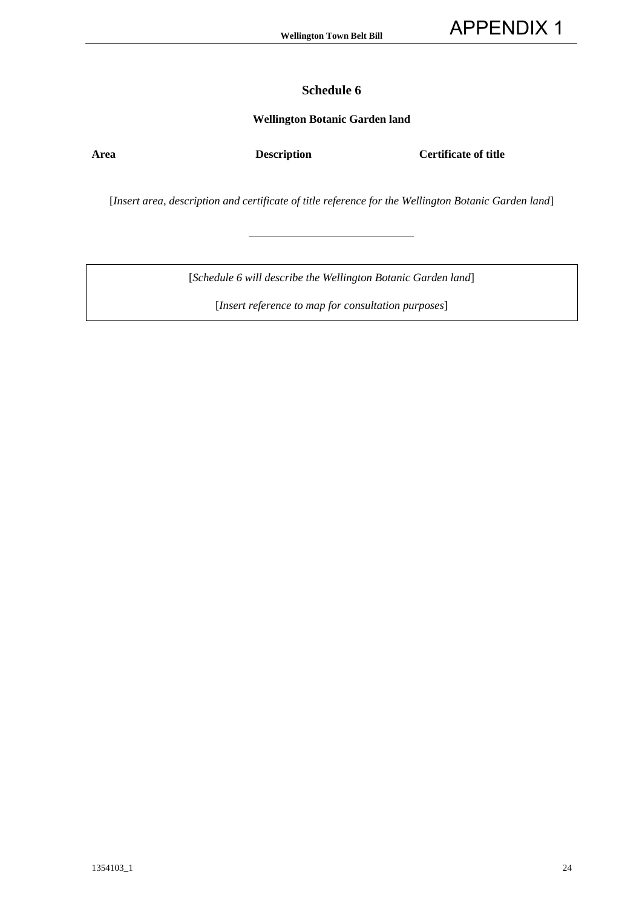## Schedule 6

### Wellington Botanic Garden land

| Area | Description | Certificate of title |
| --- | --- | --- |

[*Insert area, description and certificate of title reference for the Wellington Botanic Garden land*]

---

[*Schedule 6 will describe the Wellington Botanic Garden land*]

[*Insert reference to map for consultation purposes*]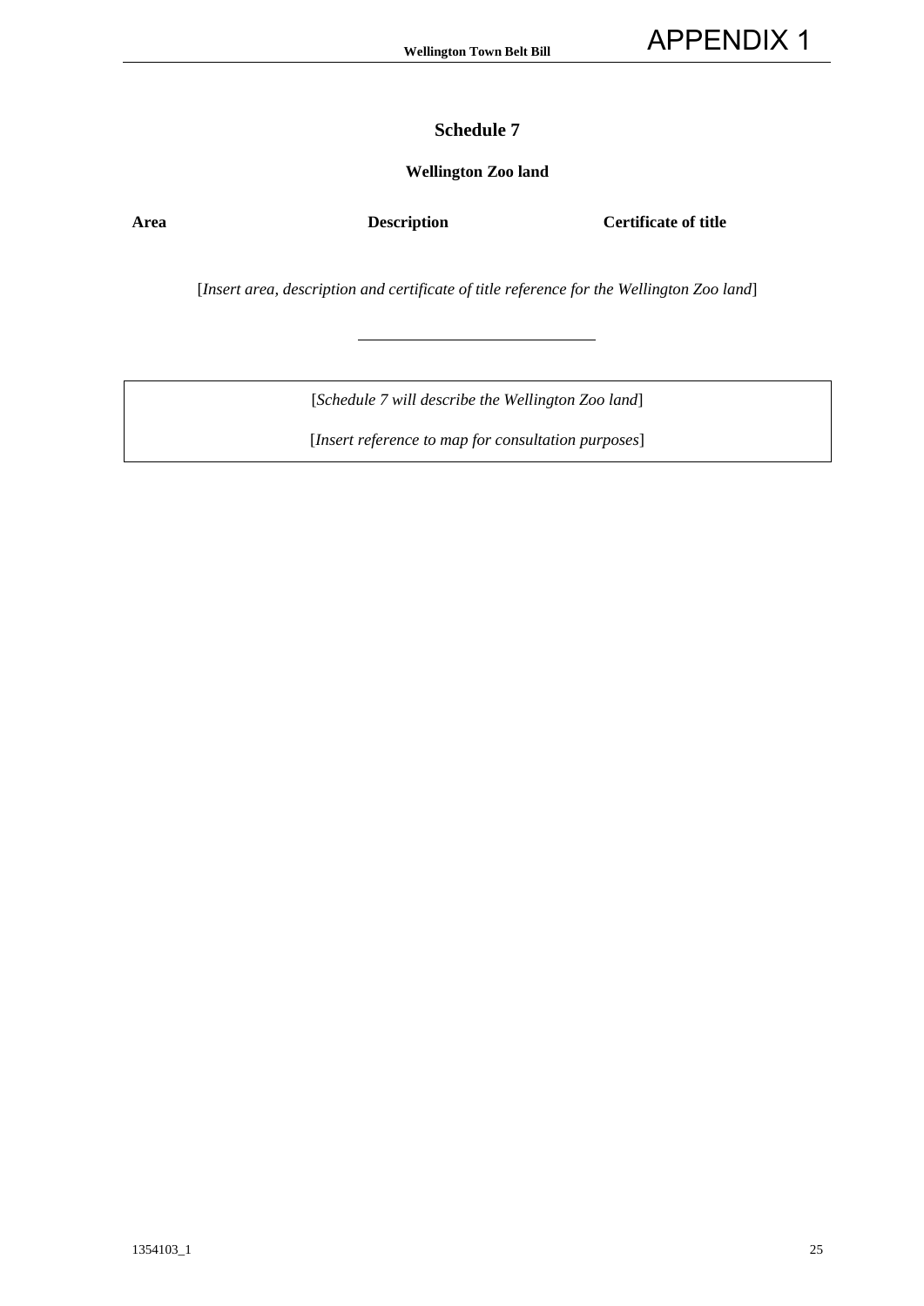## Schedule 7

### Wellington Zoo land

| Area | Description | Certificate of title |
| --- | --- | --- |

[*Insert area, description and certificate of title reference for the Wellington Zoo land*]

---

[*Schedule 7 will describe the Wellington Zoo land*]

[*Insert reference to map for consultation purposes*]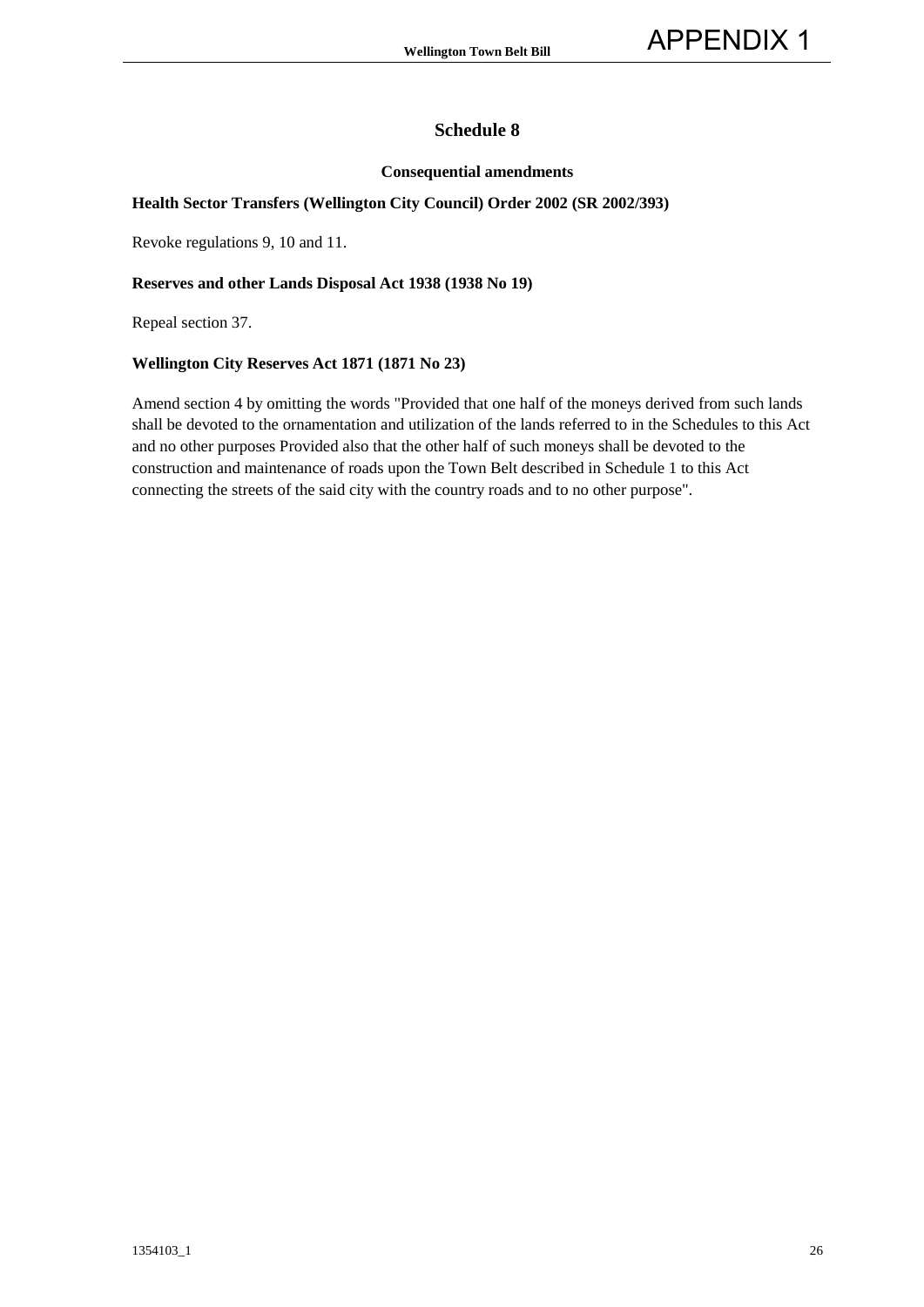## Schedule 8

### Consequential amendments

**Health Sector Transfers (Wellington City Council) Order 2002 (SR 2002/393)**

Revoke regulations 9, 10 and 11.

**Reserves and other Lands Disposal Act 1938 (1938 No 19)**

Repeal section 37.

**Wellington City Reserves Act 1871 (1871 No 23)**

Amend section 4 by omitting the words "Provided that one half of the moneys derived from such lands shall be devoted to the ornamentation and utilization of the lands referred to in the Schedules to this Act and no other purposes Provided also that the other half of such moneys shall be devoted to the construction and maintenance of roads upon the Town Belt described in Schedule 1 to this Act connecting the streets of the said city with the country roads and to no other purpose".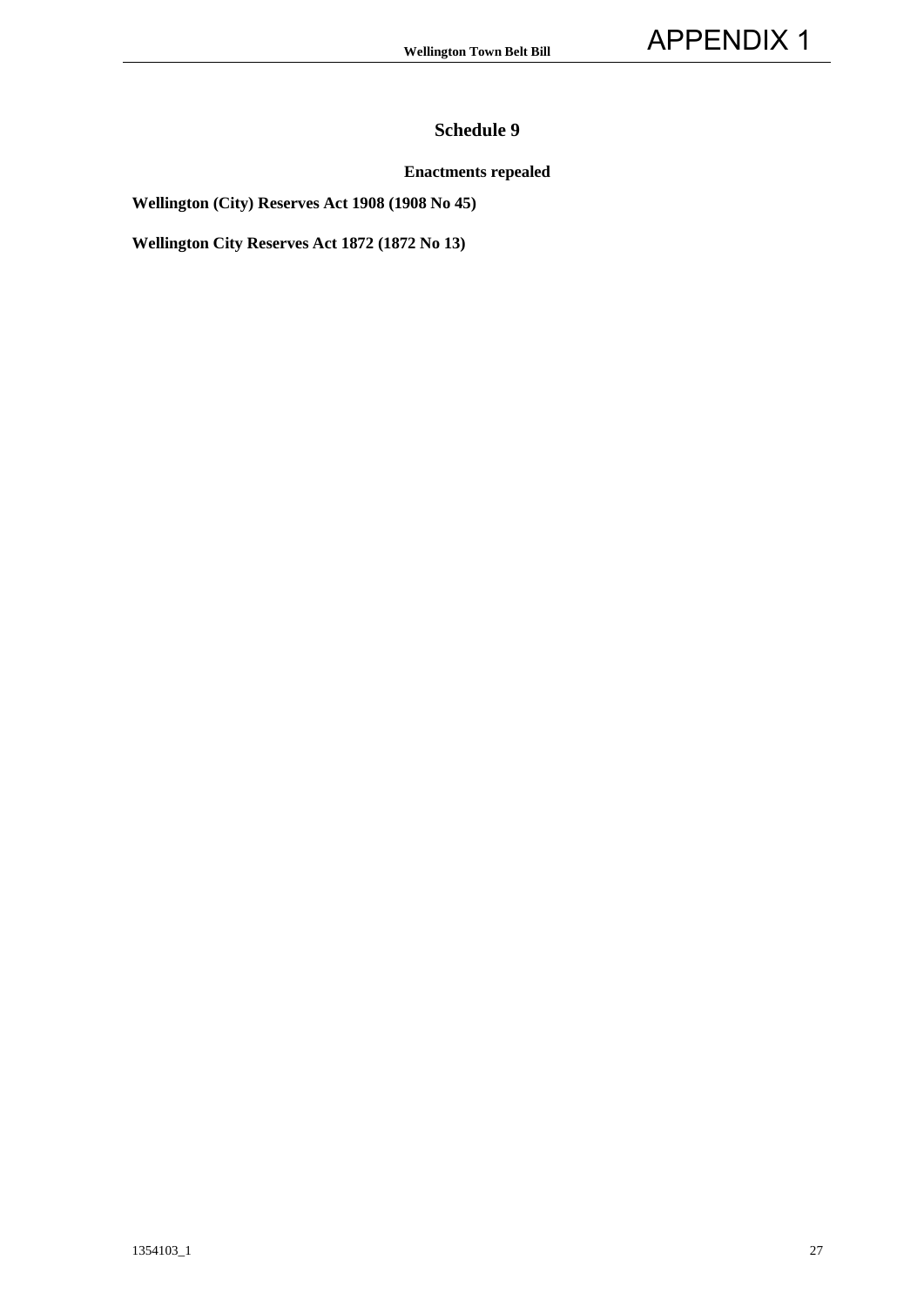## Schedule 9

### Enactments repealed

**Wellington (City) Reserves Act 1908 (1908 No 45)**

**Wellington City Reserves Act 1872 (1872 No 13)**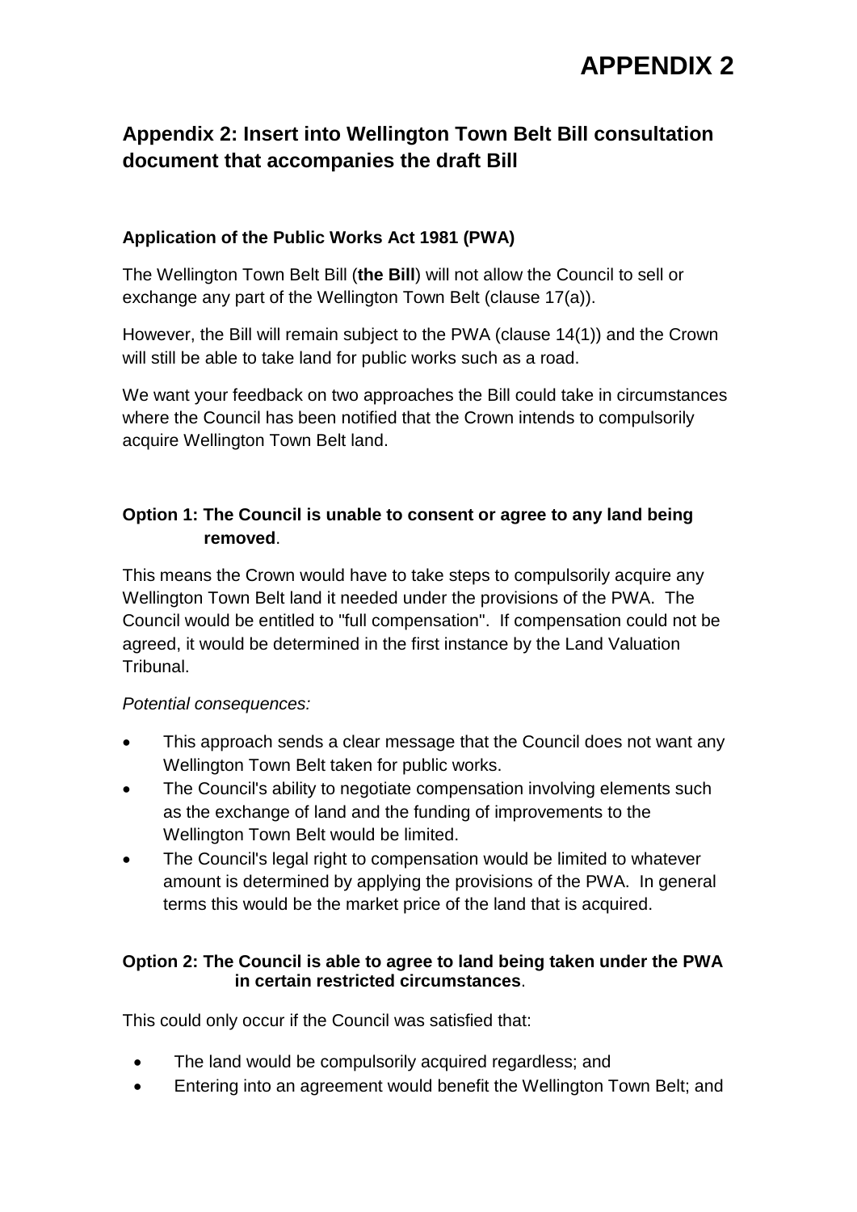# APPENDIX 2

## Appendix 2: Insert into Wellington Town Belt Bill consultation document that accompanies the draft Bill

### Application of the Public Works Act 1981 (PWA)

The Wellington Town Belt Bill (**the Bill**) will not allow the Council to sell or exchange any part of the Wellington Town Belt (clause 17(a)).

However, the Bill will remain subject to the PWA (clause 14(1)) and the Crown will still be able to take land for public works such as a road.

We want your feedback on two approaches the Bill could take in circumstances where the Council has been notified that the Crown intends to compulsorily acquire Wellington Town Belt land.

### Option 1: The Council is unable to consent or agree to any land being removed.

This means the Crown would have to take steps to compulsorily acquire any Wellington Town Belt land it needed under the provisions of the PWA. The Council would be entitled to "full compensation". If compensation could not be agreed, it would be determined in the first instance by the Land Valuation Tribunal.

*Potential consequences:*

- This approach sends a clear message that the Council does not want any Wellington Town Belt taken for public works.
- The Council's ability to negotiate compensation involving elements such as the exchange of land and the funding of improvements to the Wellington Town Belt would be limited.
- The Council's legal right to compensation would be limited to whatever amount is determined by applying the provisions of the PWA. In general terms this would be the market price of the land that is acquired.

### Option 2: The Council is able to agree to land being taken under the PWA in certain restricted circumstances.

This could only occur if the Council was satisfied that:

- The land would be compulsorily acquired regardless; and
- Entering into an agreement would benefit the Wellington Town Belt; and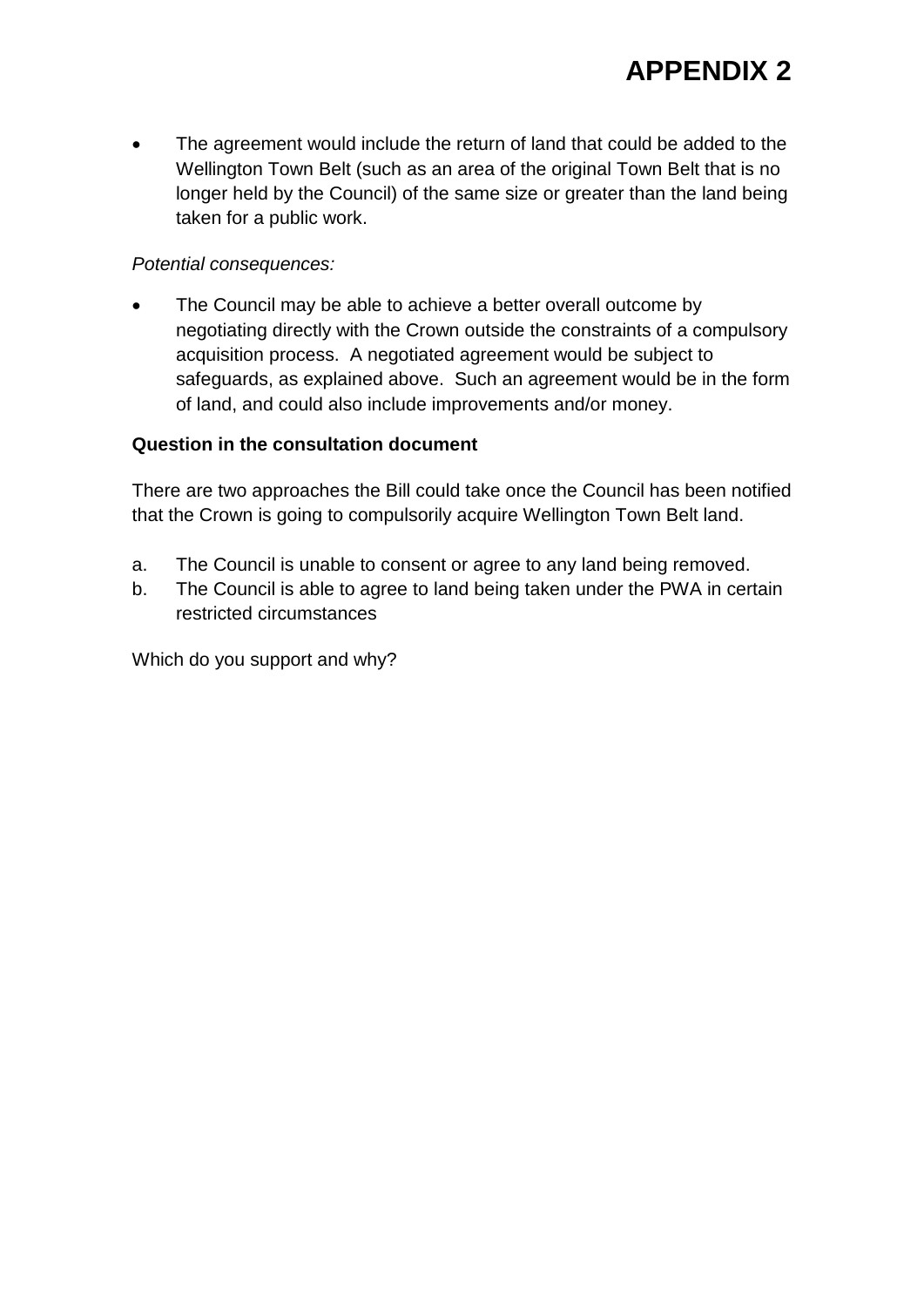# APPENDIX 2

- The agreement would include the return of land that could be added to the Wellington Town Belt (such as an area of the original Town Belt that is no longer held by the Council) of the same size or greater than the land being taken for a public work.

*Potential consequences:*

- The Council may be able to achieve a better overall outcome by negotiating directly with the Crown outside the constraints of a compulsory acquisition process. A negotiated agreement would be subject to safeguards, as explained above. Such an agreement would be in the form of land, and could also include improvements and/or money.

**Question in the consultation document**

There are two approaches the Bill could take once the Council has been notified that the Crown is going to compulsorily acquire Wellington Town Belt land.

a. The Council is unable to consent or agree to any land being removed.
b. The Council is able to agree to land being taken under the PWA in certain restricted circumstances

Which do you support and why?